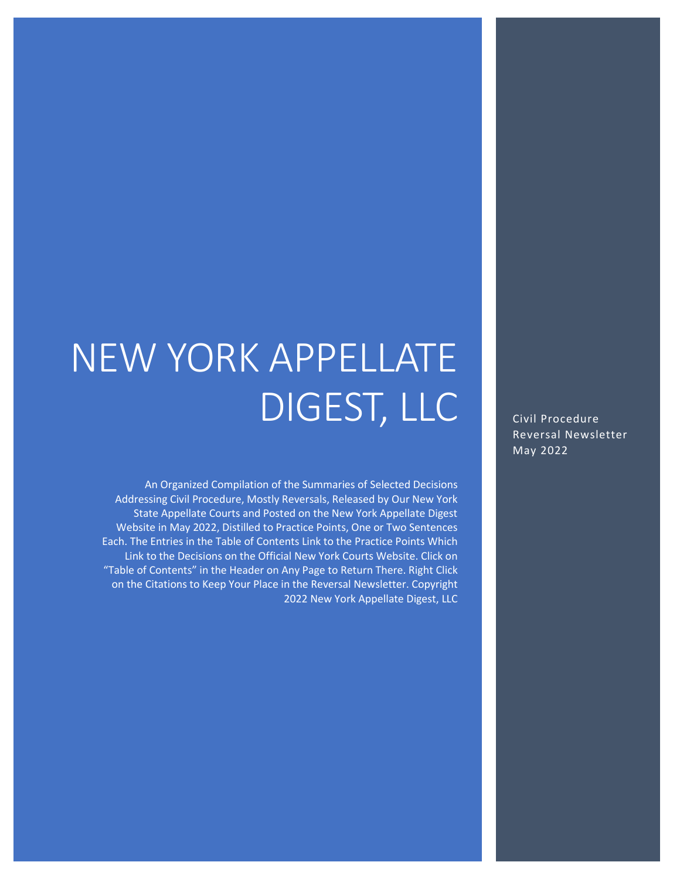# NEW YORK APPELLATE DIGEST, LLC

Civil Procedure Reversal Newsletter May 2022

An Organized Compilation of the Summaries of Selected Decisions Addressing Civil Procedure, Mostly Reversals, Released by Our New York State Appellate Courts and Posted on the New York Appellate Digest Website in May 2022, Distilled to Practice Points, One or Two Sentences Each. The Entries in the Table of Contents Link to the Practice Points Which Link to the Decisions on the Official New York Courts Website. Click on "Table of Contents" in the Header on Any Page to Return There. Right Click on the Citations to Keep Your Place in the Reversal Newsletter. Copyright 2022 New York Appellate Digest, LLC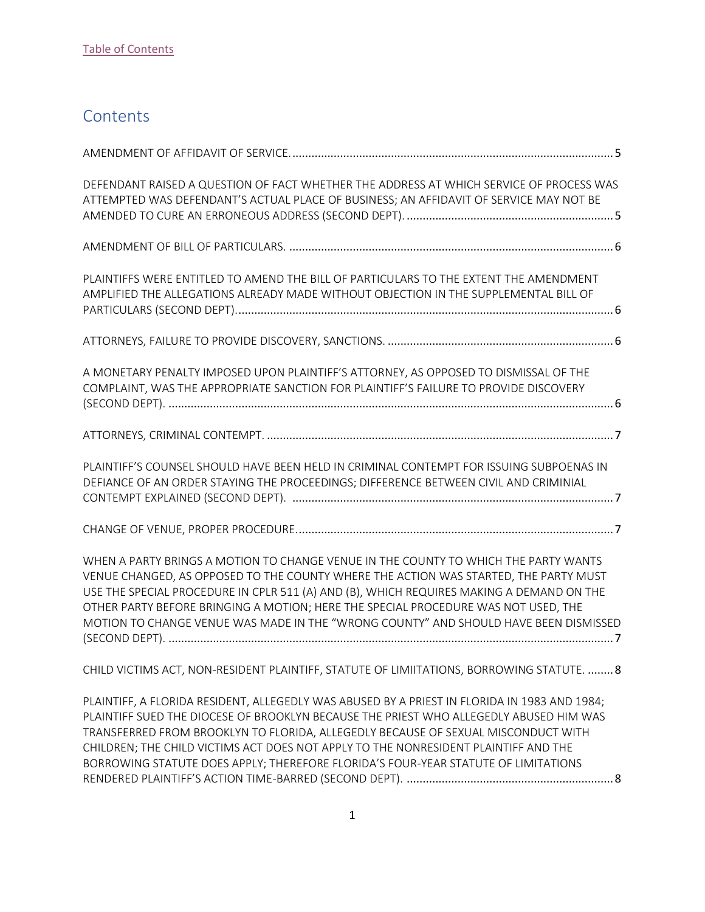Table of Contents

## Contents

AMENDMENT OF AFFIDAVIT OF SERVICE. .......... 5

DEFENDANT RAISED A QUESTION OF FACT WHETHER THE ADDRESS AT WHICH SERVICE OF PROCESS WAS ATTEMPTED WAS DEFENDANT'S ACTUAL PLACE OF BUSINESS; AN AFFIDAVIT OF SERVICE MAY NOT BE AMENDED TO CURE AN ERRONEOUS ADDRESS (SECOND DEPT). .......... 5

AMENDMENT OF BILL OF PARTICULARS. .......... 6

PLAINTIFFS WERE ENTITLED TO AMEND THE BILL OF PARTICULARS TO THE EXTENT THE AMENDMENT AMPLIFIED THE ALLEGATIONS ALREADY MADE WITHOUT OBJECTION IN THE SUPPLEMENTAL BILL OF PARTICULARS (SECOND DEPT). .......... 6

ATTORNEYS, FAILURE TO PROVIDE DISCOVERY, SANCTIONS. .......... 6

A MONETARY PENALTY IMPOSED UPON PLAINTIFF'S ATTORNEY, AS OPPOSED TO DISMISSAL OF THE COMPLAINT, WAS THE APPROPRIATE SANCTION FOR PLAINTIFF'S FAILURE TO PROVIDE DISCOVERY (SECOND DEPT). .......... 6

ATTORNEYS, CRIMINAL CONTEMPT. .......... 7

PLAINTIFF'S COUNSEL SHOULD HAVE BEEN HELD IN CRIMINAL CONTEMPT FOR ISSUING SUBPOENAS IN DEFIANCE OF AN ORDER STAYING THE PROCEEDINGS; DIFFERENCE BETWEEN CIVIL AND CRIMINIAL CONTEMPT EXPLAINED (SECOND DEPT). .......... 7

CHANGE OF VENUE, PROPER PROCEDURE. .......... 7

WHEN A PARTY BRINGS A MOTION TO CHANGE VENUE IN THE COUNTY TO WHICH THE PARTY WANTS VENUE CHANGED, AS OPPOSED TO THE COUNTY WHERE THE ACTION WAS STARTED, THE PARTY MUST USE THE SPECIAL PROCEDURE IN CPLR 511 (A) AND (B), WHICH REQUIRES MAKING A DEMAND ON THE OTHER PARTY BEFORE BRINGING A MOTION; HERE THE SPECIAL PROCEDURE WAS NOT USED, THE MOTION TO CHANGE VENUE WAS MADE IN THE "WRONG COUNTY" AND SHOULD HAVE BEEN DISMISSED (SECOND DEPT). .......... 7

CHILD VICTIMS ACT, NON-RESIDENT PLAINTIFF, STATUTE OF LIMIITATIONS, BORROWING STATUTE. .......... 8

PLAINTIFF, A FLORIDA RESIDENT, ALLEGEDLY WAS ABUSED BY A PRIEST IN FLORIDA IN 1983 AND 1984; PLAINTIFF SUED THE DIOCESE OF BROOKLYN BECAUSE THE PRIEST WHO ALLEGEDLY ABUSED HIM WAS TRANSFERRED FROM BROOKLYN TO FLORIDA, ALLEGEDLY BECAUSE OF SEXUAL MISCONDUCT WITH CHILDREN; THE CHILD VICTIMS ACT DOES NOT APPLY TO THE NONRESIDENT PLAINTIFF AND THE BORROWING STATUTE DOES APPLY; THEREFORE FLORIDA'S FOUR-YEAR STATUTE OF LIMITATIONS RENDERED PLAINTIFF'S ACTION TIME-BARRED (SECOND DEPT). .......... 8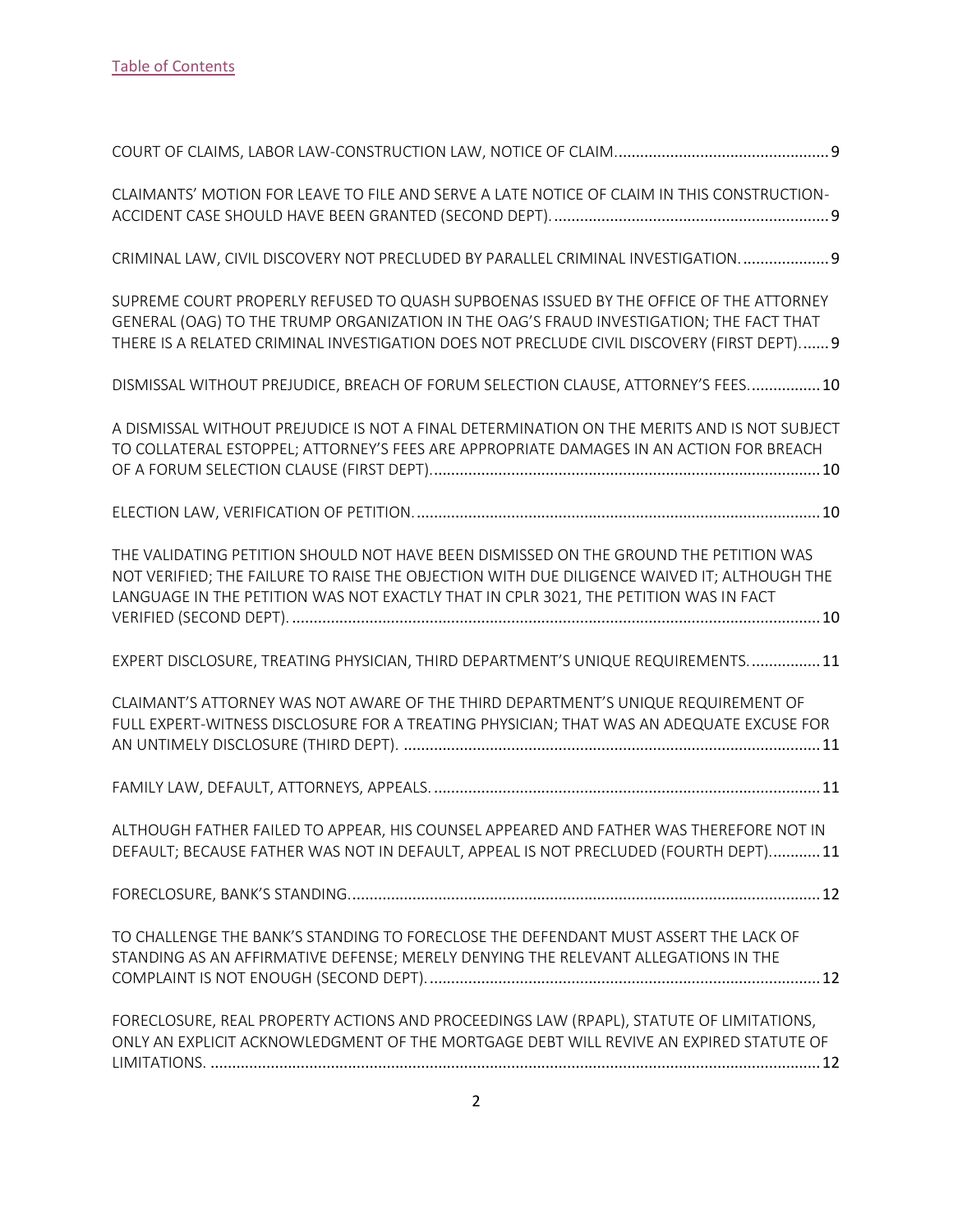[Table of Contents](#)

COURT OF CLAIMS, LABOR LAW-CONSTRUCTION LAW, NOTICE OF CLAIM.................................................9

CLAIMANTS' MOTION FOR LEAVE TO FILE AND SERVE A LATE NOTICE OF CLAIM IN THIS CONSTRUCTION-ACCIDENT CASE SHOULD HAVE BEEN GRANTED (SECOND DEPT).................................................................9

CRIMINAL LAW, CIVIL DISCOVERY NOT PRECLUDED BY PARALLEL CRIMINAL INVESTIGATION....................9

SUPREME COURT PROPERLY REFUSED TO QUASH SUPBOENAS ISSUED BY THE OFFICE OF THE ATTORNEY GENERAL (OAG) TO THE TRUMP ORGANIZATION IN THE OAG'S FRAUD INVESTIGATION; THE FACT THAT THERE IS A RELATED CRIMINAL INVESTIGATION DOES NOT PRECLUDE CIVIL DISCOVERY (FIRST DEPT).......9

DISMISSAL WITHOUT PREJUDICE, BREACH OF FORUM SELECTION CLAUSE, ATTORNEY'S FEES................10

A DISMISSAL WITHOUT PREJUDICE IS NOT A FINAL DETERMINATION ON THE MERITS AND IS NOT SUBJECT TO COLLATERAL ESTOPPEL; ATTORNEY'S FEES ARE APPROPRIATE DAMAGES IN AN ACTION FOR BREACH OF A FORUM SELECTION CLAUSE (FIRST DEPT)..........................................................................................10

ELECTION LAW, VERIFICATION OF PETITION..............................................................................................10

THE VALIDATING PETITION SHOULD NOT HAVE BEEN DISMISSED ON THE GROUND THE PETITION WAS NOT VERIFIED; THE FAILURE TO RAISE THE OBJECTION WITH DUE DILIGENCE WAIVED IT; ALTHOUGH THE LANGUAGE IN THE PETITION WAS NOT EXACTLY THAT IN CPLR 3021, THE PETITION WAS IN FACT VERIFIED (SECOND DEPT)...........................................................................................................................10

EXPERT DISCLOSURE, TREATING PHYSICIAN, THIRD DEPARTMENT'S UNIQUE REQUIREMENTS................11

CLAIMANT'S ATTORNEY WAS NOT AWARE OF THE THIRD DEPARTMENT'S UNIQUE REQUIREMENT OF FULL EXPERT-WITNESS DISCLOSURE FOR A TREATING PHYSICIAN; THAT WAS AN ADEQUATE EXCUSE FOR AN UNTIMELY DISCLOSURE (THIRD DEPT). ................................................................................................11

FAMILY LAW, DEFAULT, ATTORNEYS, APPEALS..........................................................................................11

ALTHOUGH FATHER FAILED TO APPEAR, HIS COUNSEL APPEARED AND FATHER WAS THEREFORE NOT IN DEFAULT; BECAUSE FATHER WAS NOT IN DEFAULT, APPEAL IS NOT PRECLUDED (FOURTH DEPT)............11

FORECLOSURE, BANK'S STANDING.............................................................................................................12

TO CHALLENGE THE BANK'S STANDING TO FORECLOSE THE DEFENDANT MUST ASSERT THE LACK OF STANDING AS AN AFFIRMATIVE DEFENSE; MERELY DENYING THE RELEVANT ALLEGATIONS IN THE COMPLAINT IS NOT ENOUGH (SECOND DEPT)...........................................................................................12

FORECLOSURE, REAL PROPERTY ACTIONS AND PROCEEDINGS LAW (RPAPL), STATUTE OF LIMITATIONS, ONLY AN EXPLICIT ACKNOWLEDGMENT OF THE MORTGAGE DEBT WILL REVIVE AN EXPIRED STATUTE OF LIMITATIONS. .............................................................................................................................................12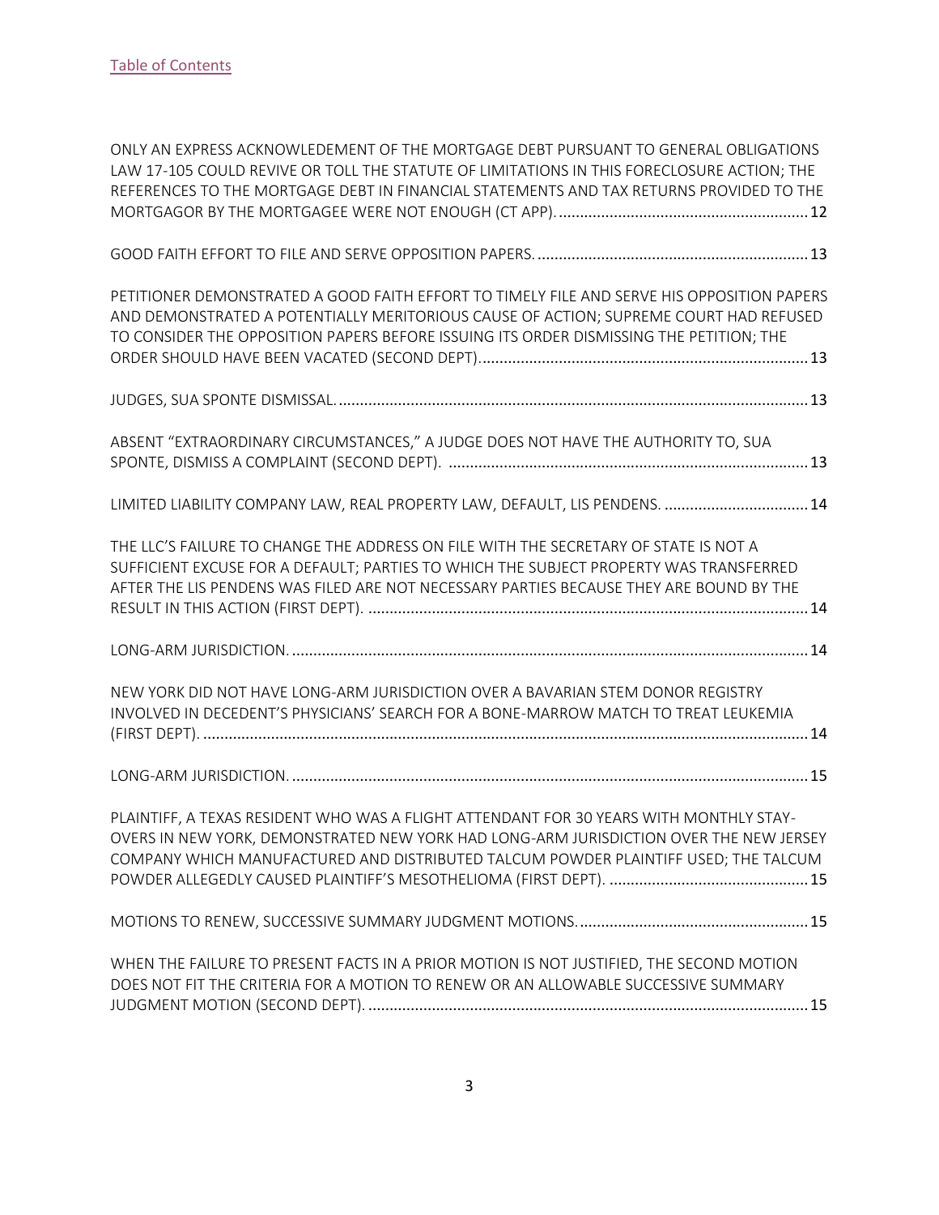[Table of Contents](#)

ONLY AN EXPRESS ACKNOWLEDEMENT OF THE MORTGAGE DEBT PURSUANT TO GENERAL OBLIGATIONS LAW 17-105 COULD REVIVE OR TOLL THE STATUTE OF LIMITATIONS IN THIS FORECLOSURE ACTION; THE REFERENCES TO THE MORTGAGE DEBT IN FINANCIAL STATEMENTS AND TAX RETURNS PROVIDED TO THE MORTGAGOR BY THE MORTGAGEE WERE NOT ENOUGH (CT APP). ........................................................... 12

GOOD FAITH EFFORT TO FILE AND SERVE OPPOSITION PAPERS. ................................................................ 13

PETITIONER DEMONSTRATED A GOOD FAITH EFFORT TO TIMELY FILE AND SERVE HIS OPPOSITION PAPERS AND DEMONSTRATED A POTENTIALLY MERITORIOUS CAUSE OF ACTION; SUPREME COURT HAD REFUSED TO CONSIDER THE OPPOSITION PAPERS BEFORE ISSUING ITS ORDER DISMISSING THE PETITION; THE ORDER SHOULD HAVE BEEN VACATED (SECOND DEPT). ............................................................................. 13

JUDGES, SUA SPONTE DISMISSAL. .............................................................................................................. 13

ABSENT "EXTRAORDINARY CIRCUMSTANCES," A JUDGE DOES NOT HAVE THE AUTHORITY TO, SUA SPONTE, DISMISS A COMPLAINT (SECOND DEPT). .................................................................................... 13

LIMITED LIABILITY COMPANY LAW, REAL PROPERTY LAW, DEFAULT, LIS PENDENS. .................................. 14

THE LLC'S FAILURE TO CHANGE THE ADDRESS ON FILE WITH THE SECRETARY OF STATE IS NOT A SUFFICIENT EXCUSE FOR A DEFAULT; PARTIES TO WHICH THE SUBJECT PROPERTY WAS TRANSFERRED AFTER THE LIS PENDENS WAS FILED ARE NOT NECESSARY PARTIES BECAUSE THEY ARE BOUND BY THE RESULT IN THIS ACTION (FIRST DEPT). ....................................................................................................... 14

LONG-ARM JURISDICTION. ......................................................................................................................... 14

NEW YORK DID NOT HAVE LONG-ARM JURISDICTION OVER A BAVARIAN STEM DONOR REGISTRY INVOLVED IN DECEDENT'S PHYSICIANS' SEARCH FOR A BONE-MARROW MATCH TO TREAT LEUKEMIA (FIRST DEPT). ............................................................................................................................................. 14

LONG-ARM JURISDICTION. ......................................................................................................................... 15

PLAINTIFF, A TEXAS RESIDENT WHO WAS A FLIGHT ATTENDANT FOR 30 YEARS WITH MONTHLY STAY-OVERS IN NEW YORK, DEMONSTRATED NEW YORK HAD LONG-ARM JURISDICTION OVER THE NEW JERSEY COMPANY WHICH MANUFACTURED AND DISTRIBUTED TALCUM POWDER PLAINTIFF USED; THE TALCUM POWDER ALLEGEDLY CAUSED PLAINTIFF'S MESOTHELIOMA (FIRST DEPT). ............................................... 15

MOTIONS TO RENEW, SUCCESSIVE SUMMARY JUDGMENT MOTIONS. ...................................................... 15

WHEN THE FAILURE TO PRESENT FACTS IN A PRIOR MOTION IS NOT JUSTIFIED, THE SECOND MOTION DOES NOT FIT THE CRITERIA FOR A MOTION TO RENEW OR AN ALLOWABLE SUCCESSIVE SUMMARY JUDGMENT MOTION (SECOND DEPT). ........................................................................................................ 15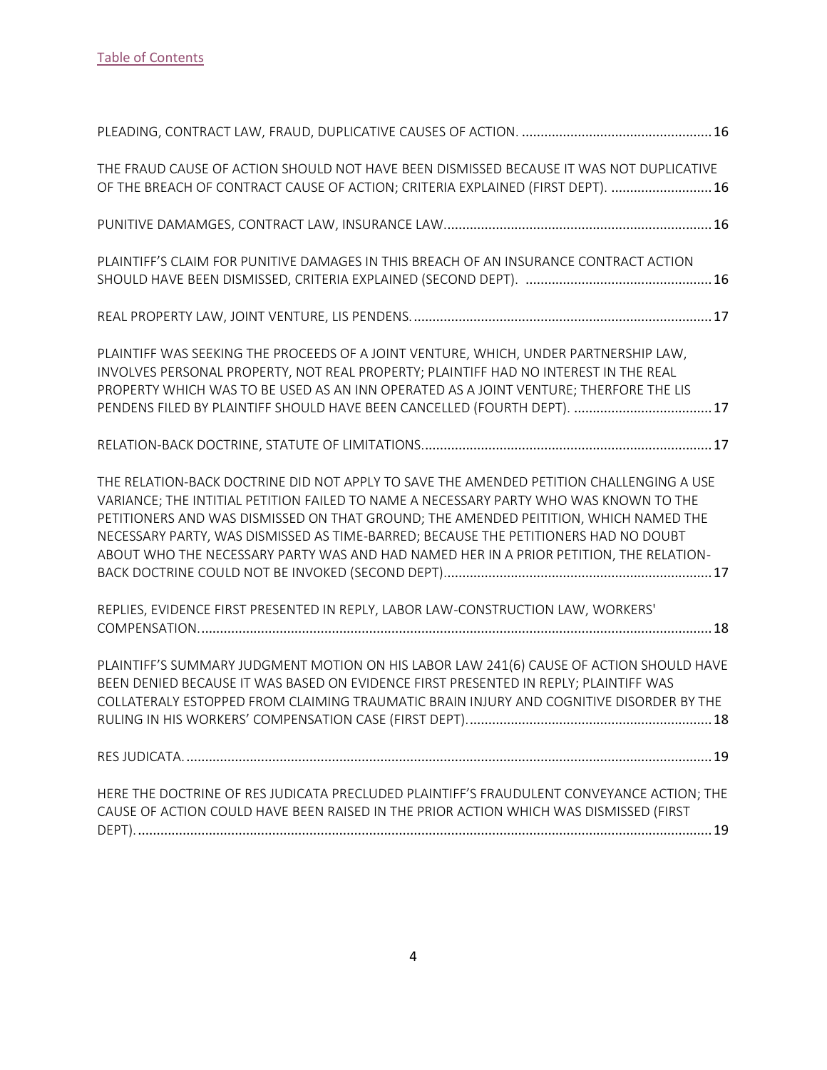[Table of Contents](#)

PLEADING, CONTRACT LAW, FRAUD, DUPLICATIVE CAUSES OF ACTION. .................................................. 16

THE FRAUD CAUSE OF ACTION SHOULD NOT HAVE BEEN DISMISSED BECAUSE IT WAS NOT DUPLICATIVE OF THE BREACH OF CONTRACT CAUSE OF ACTION; CRITERIA EXPLAINED (FIRST DEPT). ........................... 16

PUNITIVE DAMAMGES, CONTRACT LAW, INSURANCE LAW........................................................................ 16

PLAINTIFF'S CLAIM FOR PUNITIVE DAMAGES IN THIS BREACH OF AN INSURANCE CONTRACT ACTION SHOULD HAVE BEEN DISMISSED, CRITERIA EXPLAINED (SECOND DEPT). .................................................. 16

REAL PROPERTY LAW, JOINT VENTURE, LIS PENDENS. ................................................................................ 17

PLAINTIFF WAS SEEKING THE PROCEEDS OF A JOINT VENTURE, WHICH, UNDER PARTNERSHIP LAW, INVOLVES PERSONAL PROPERTY, NOT REAL PROPERTY; PLAINTIFF HAD NO INTEREST IN THE REAL PROPERTY WHICH WAS TO BE USED AS AN INN OPERATED AS A JOINT VENTURE; THERFORE THE LIS PENDENS FILED BY PLAINTIFF SHOULD HAVE BEEN CANCELLED (FOURTH DEPT). ..................................... 17

RELATION-BACK DOCTRINE, STATUTE OF LIMITATIONS. ............................................................................. 17

THE RELATION-BACK DOCTRINE DID NOT APPLY TO SAVE THE AMENDED PETITION CHALLENGING A USE VARIANCE; THE INTITIAL PETITION FAILED TO NAME A NECESSARY PARTY WHO WAS KNOWN TO THE PETITIONERS AND WAS DISMISSED ON THAT GROUND; THE AMENDED PEITITION, WHICH NAMED THE NECESSARY PARTY, WAS DISMISSED AS TIME-BARRED; BECAUSE THE PETITIONERS HAD NO DOUBT ABOUT WHO THE NECESSARY PARTY WAS AND HAD NAMED HER IN A PRIOR PETITION, THE RELATION-BACK DOCTRINE COULD NOT BE INVOKED (SECOND DEPT). ....................................................................... 17

REPLIES, EVIDENCE FIRST PRESENTED IN REPLY, LABOR LAW-CONSTRUCTION LAW, WORKERS' COMPENSATION. ........................................................................................................................................ 18

PLAINTIFF'S SUMMARY JUDGMENT MOTION ON HIS LABOR LAW 241(6) CAUSE OF ACTION SHOULD HAVE BEEN DENIED BECAUSE IT WAS BASED ON EVIDENCE FIRST PRESENTED IN REPLY; PLAINTIFF WAS COLLATERALY ESTOPPED FROM CLAIMING TRAUMATIC BRAIN INJURY AND COGNITIVE DISORDER BY THE RULING IN HIS WORKERS' COMPENSATION CASE (FIRST DEPT). ................................................................. 18

RES JUDICATA. ............................................................................................................................................ 19

HERE THE DOCTRINE OF RES JUDICATA PRECLUDED PLAINTIFF'S FRAUDULENT CONVEYANCE ACTION; THE CAUSE OF ACTION COULD HAVE BEEN RAISED IN THE PRIOR ACTION WHICH WAS DISMISSED (FIRST DEPT). ......................................................................................................................................... 19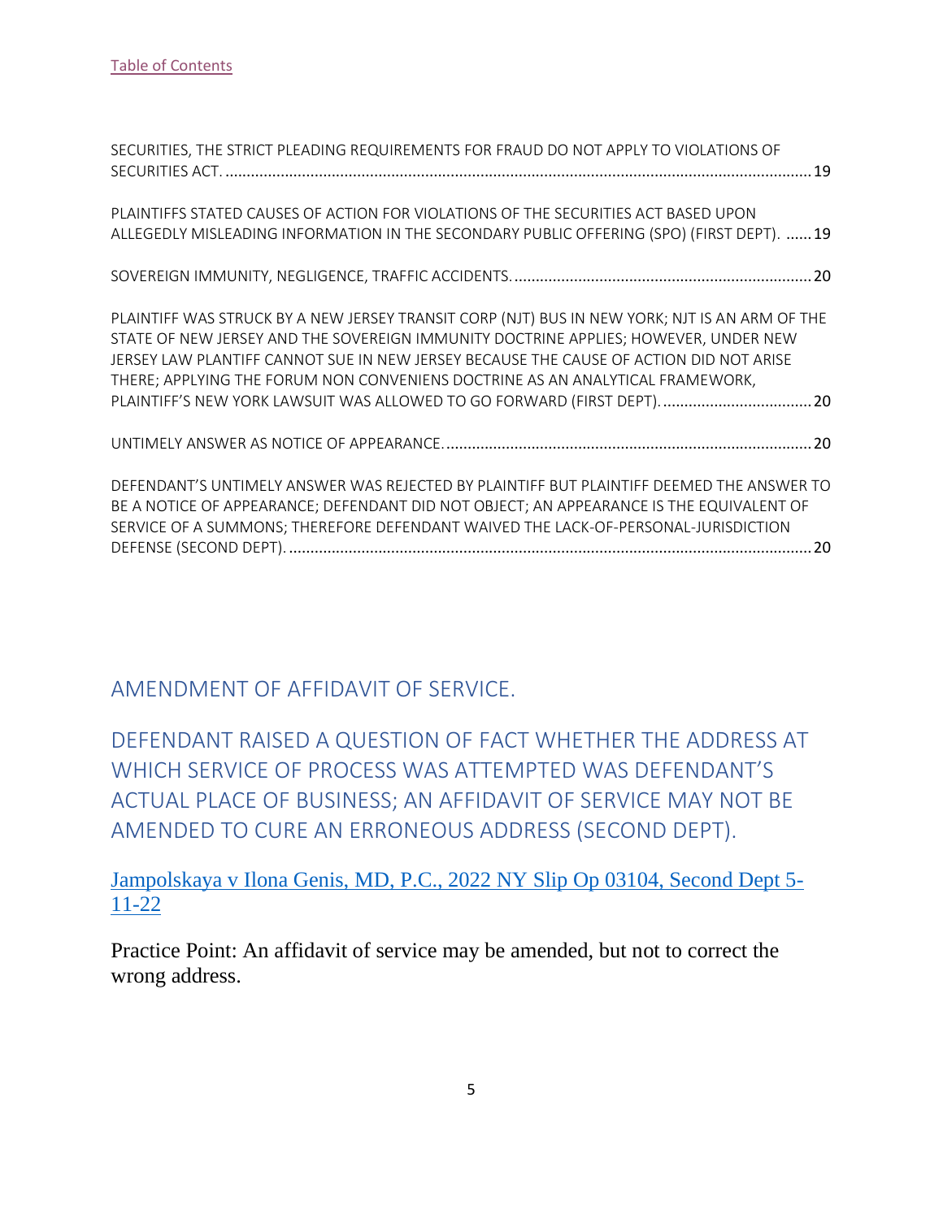[Table of Contents](#)

SECURITIES, THE STRICT PLEADING REQUIREMENTS FOR FRAUD DO NOT APPLY TO VIOLATIONS OF SECURITIES ACT. ........................................................................................................................................ 19

PLAINTIFFS STATED CAUSES OF ACTION FOR VIOLATIONS OF THE SECURITIES ACT BASED UPON ALLEGEDLY MISLEADING INFORMATION IN THE SECONDARY PUBLIC OFFERING (SPO) (FIRST DEPT). ...... 19

SOVEREIGN IMMUNITY, NEGLIGENCE, TRAFFIC ACCIDENTS. ..................................................................... 20

PLAINTIFF WAS STRUCK BY A NEW JERSEY TRANSIT CORP (NJT) BUS IN NEW YORK; NJT IS AN ARM OF THE STATE OF NEW JERSEY AND THE SOVEREIGN IMMUNITY DOCTRINE APPLIES; HOWEVER, UNDER NEW JERSEY LAW PLANTIFF CANNOT SUE IN NEW JERSEY BECAUSE THE CAUSE OF ACTION DID NOT ARISE THERE; APPLYING THE FORUM NON CONVENIENS DOCTRINE AS AN ANALYTICAL FRAMEWORK, PLAINTIFF'S NEW YORK LAWSUIT WAS ALLOWED TO GO FORWARD (FIRST DEPT). .................................. 20

UNTIMELY ANSWER AS NOTICE OF APPEARANCE. ..................................................................................... 20

DEFENDANT'S UNTIMELY ANSWER WAS REJECTED BY PLAINTIFF BUT PLAINTIFF DEEMED THE ANSWER TO BE A NOTICE OF APPEARANCE; DEFENDANT DID NOT OBJECT; AN APPEARANCE IS THE EQUIVALENT OF SERVICE OF A SUMMONS; THEREFORE DEFENDANT WAIVED THE LACK-OF-PERSONAL-JURISDICTION DEFENSE (SECOND DEPT). .......................................................................................................................... 20

## AMENDMENT OF AFFIDAVIT OF SERVICE.

## DEFENDANT RAISED A QUESTION OF FACT WHETHER THE ADDRESS AT WHICH SERVICE OF PROCESS WAS ATTEMPTED WAS DEFENDANT'S ACTUAL PLACE OF BUSINESS; AN AFFIDAVIT OF SERVICE MAY NOT BE AMENDED TO CURE AN ERRONEOUS ADDRESS (SECOND DEPT).

[Jampolskaya v Ilona Genis, MD, P.C., 2022 NY Slip Op 03104, Second Dept 5-11-22](#)

Practice Point: An affidavit of service may be amended, but not to correct the wrong address.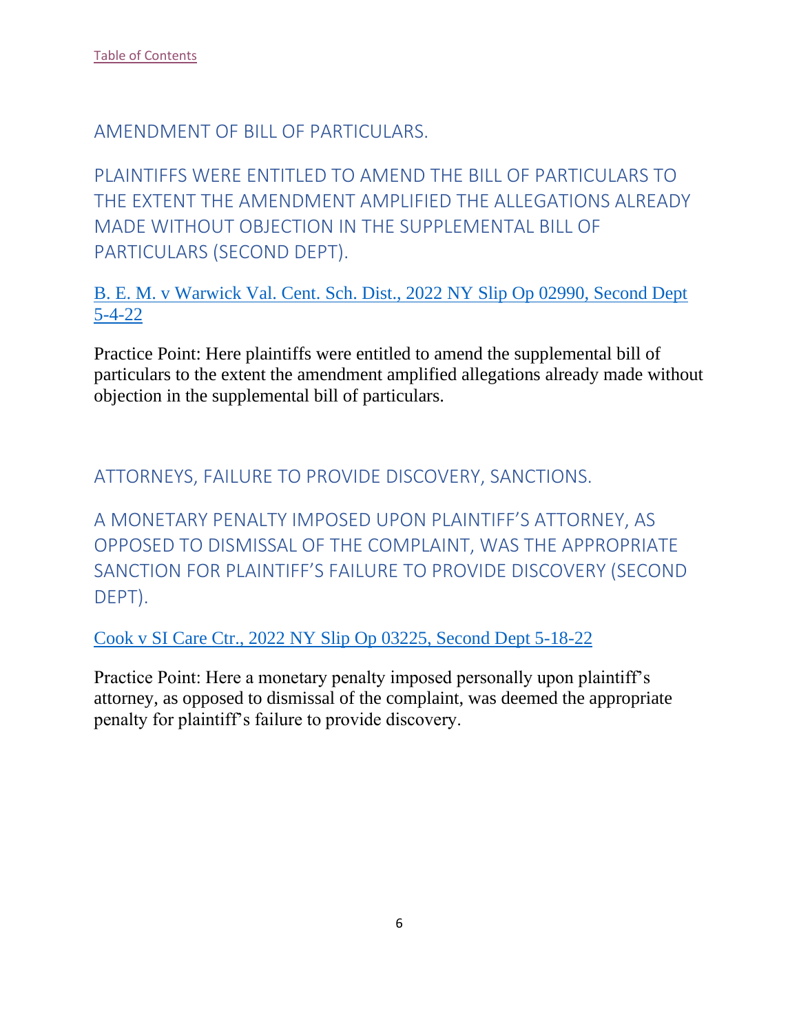[Table of Contents]

## AMENDMENT OF BILL OF PARTICULARS.

## PLAINTIFFS WERE ENTITLED TO AMEND THE BILL OF PARTICULARS TO THE EXTENT THE AMENDMENT AMPLIFIED THE ALLEGATIONS ALREADY MADE WITHOUT OBJECTION IN THE SUPPLEMENTAL BILL OF PARTICULARS (SECOND DEPT).

[B. E. M. v Warwick Val. Cent. Sch. Dist., 2022 NY Slip Op 02990, Second Dept 5-4-22]

Practice Point: Here plaintiffs were entitled to amend the supplemental bill of particulars to the extent the amendment amplified allegations already made without objection in the supplemental bill of particulars.

## ATTORNEYS, FAILURE TO PROVIDE DISCOVERY, SANCTIONS.

## A MONETARY PENALTY IMPOSED UPON PLAINTIFF'S ATTORNEY, AS OPPOSED TO DISMISSAL OF THE COMPLAINT, WAS THE APPROPRIATE SANCTION FOR PLAINTIFF'S FAILURE TO PROVIDE DISCOVERY (SECOND DEPT).

[Cook v SI Care Ctr., 2022 NY Slip Op 03225, Second Dept 5-18-22]

Practice Point: Here a monetary penalty imposed personally upon plaintiff's attorney, as opposed to dismissal of the complaint, was deemed the appropriate penalty for plaintiff's failure to provide discovery.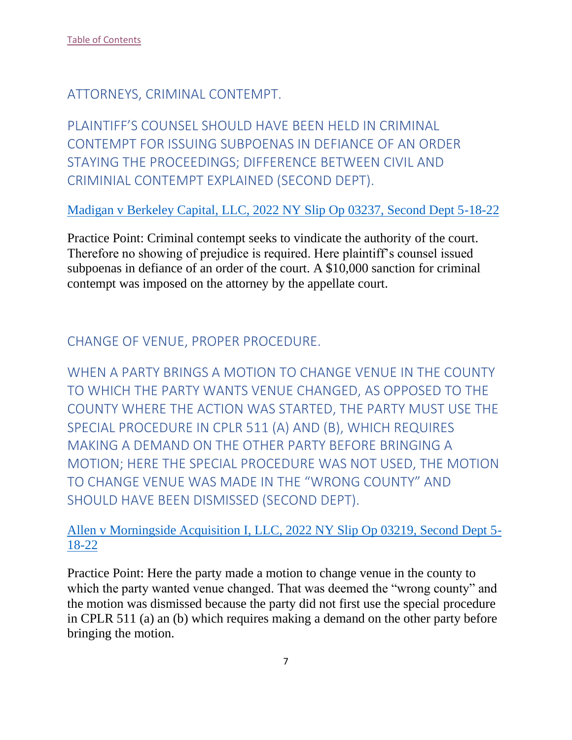[Table of Contents]

## ATTORNEYS, CRIMINAL CONTEMPT.

### PLAINTIFF'S COUNSEL SHOULD HAVE BEEN HELD IN CRIMINAL CONTEMPT FOR ISSUING SUBPOENAS IN DEFIANCE OF AN ORDER STAYING THE PROCEEDINGS; DIFFERENCE BETWEEN CIVIL AND CRIMINIAL CONTEMPT EXPLAINED (SECOND DEPT).

[Madigan v Berkeley Capital, LLC, 2022 NY Slip Op 03237, Second Dept 5-18-22]

Practice Point: Criminal contempt seeks to vindicate the authority of the court. Therefore no showing of prejudice is required. Here plaintiff's counsel issued subpoenas in defiance of an order of the court. A $10,000 sanction for criminal contempt was imposed on the attorney by the appellate court.

## CHANGE OF VENUE, PROPER PROCEDURE.

### WHEN A PARTY BRINGS A MOTION TO CHANGE VENUE IN THE COUNTY TO WHICH THE PARTY WANTS VENUE CHANGED, AS OPPOSED TO THE COUNTY WHERE THE ACTION WAS STARTED, THE PARTY MUST USE THE SPECIAL PROCEDURE IN CPLR 511 (A) AND (B), WHICH REQUIRES MAKING A DEMAND ON THE OTHER PARTY BEFORE BRINGING A MOTION; HERE THE SPECIAL PROCEDURE WAS NOT USED, THE MOTION TO CHANGE VENUE WAS MADE IN THE "WRONG COUNTY" AND SHOULD HAVE BEEN DISMISSED (SECOND DEPT).

[Allen v Morningside Acquisition I, LLC, 2022 NY Slip Op 03219, Second Dept 5-18-22]

Practice Point: Here the party made a motion to change venue in the county to which the party wanted venue changed. That was deemed the "wrong county" and the motion was dismissed because the party did not first use the special procedure in CPLR 511 (a) an (b) which requires making a demand on the other party before bringing the motion.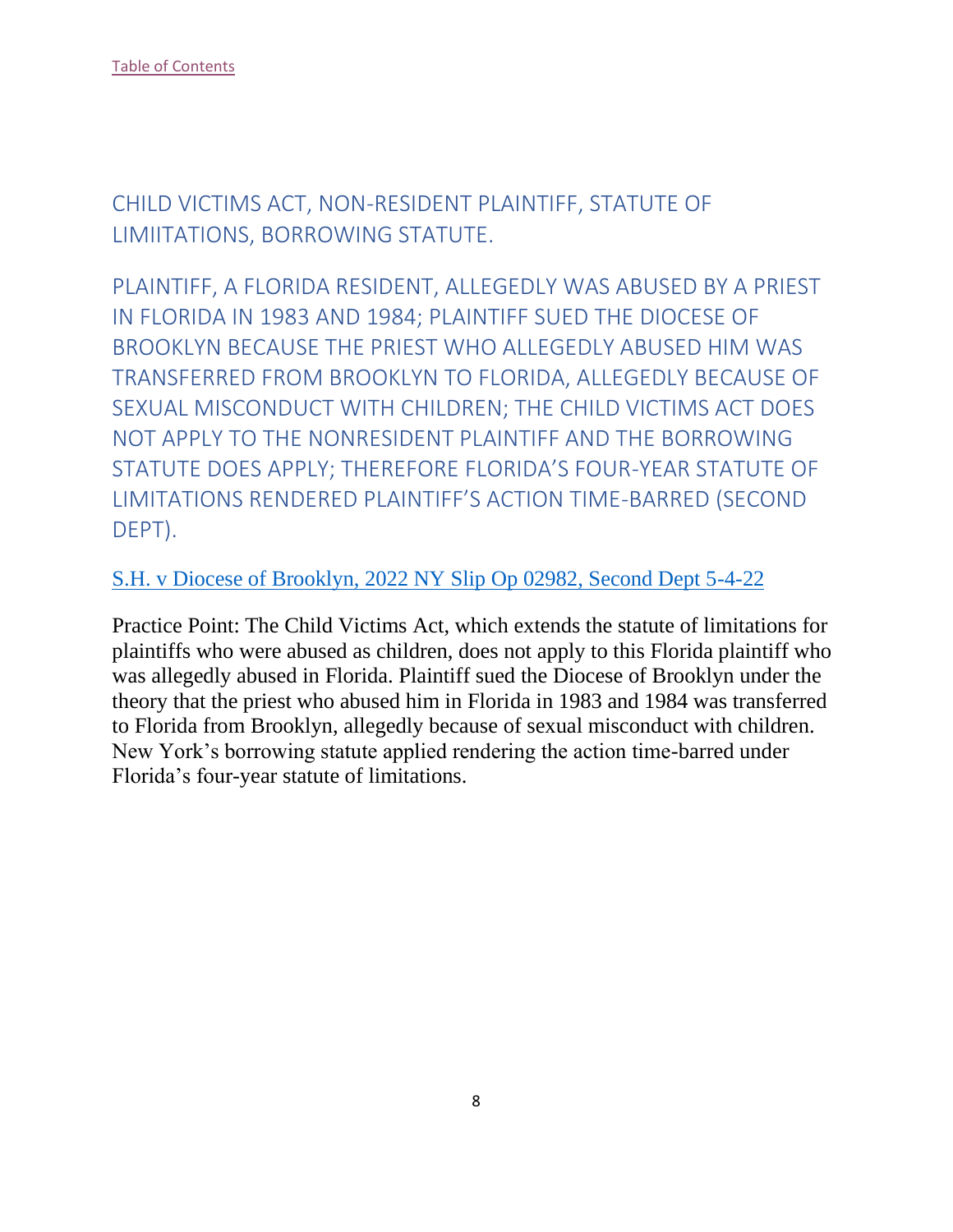[Table of Contents](#)

## CHILD VICTIMS ACT, NON-RESIDENT PLAINTIFF, STATUTE OF LIMIITATIONS, BORROWING STATUTE.

## PLAINTIFF, A FLORIDA RESIDENT, ALLEGEDLY WAS ABUSED BY A PRIEST IN FLORIDA IN 1983 AND 1984; PLAINTIFF SUED THE DIOCESE OF BROOKLYN BECAUSE THE PRIEST WHO ALLEGEDLY ABUSED HIM WAS TRANSFERRED FROM BROOKLYN TO FLORIDA, ALLEGEDLY BECAUSE OF SEXUAL MISCONDUCT WITH CHILDREN; THE CHILD VICTIMS ACT DOES NOT APPLY TO THE NONRESIDENT PLAINTIFF AND THE BORROWING STATUTE DOES APPLY; THEREFORE FLORIDA'S FOUR-YEAR STATUTE OF LIMITATIONS RENDERED PLAINTIFF'S ACTION TIME-BARRED (SECOND DEPT).

[S.H. v Diocese of Brooklyn, 2022 NY Slip Op 02982, Second Dept 5-4-22](#)

Practice Point: The Child Victims Act, which extends the statute of limitations for plaintiffs who were abused as children, does not apply to this Florida plaintiff who was allegedly abused in Florida. Plaintiff sued the Diocese of Brooklyn under the theory that the priest who abused him in Florida in 1983 and 1984 was transferred to Florida from Brooklyn, allegedly because of sexual misconduct with children. New York's borrowing statute applied rendering the action time-barred under Florida's four-year statute of limitations.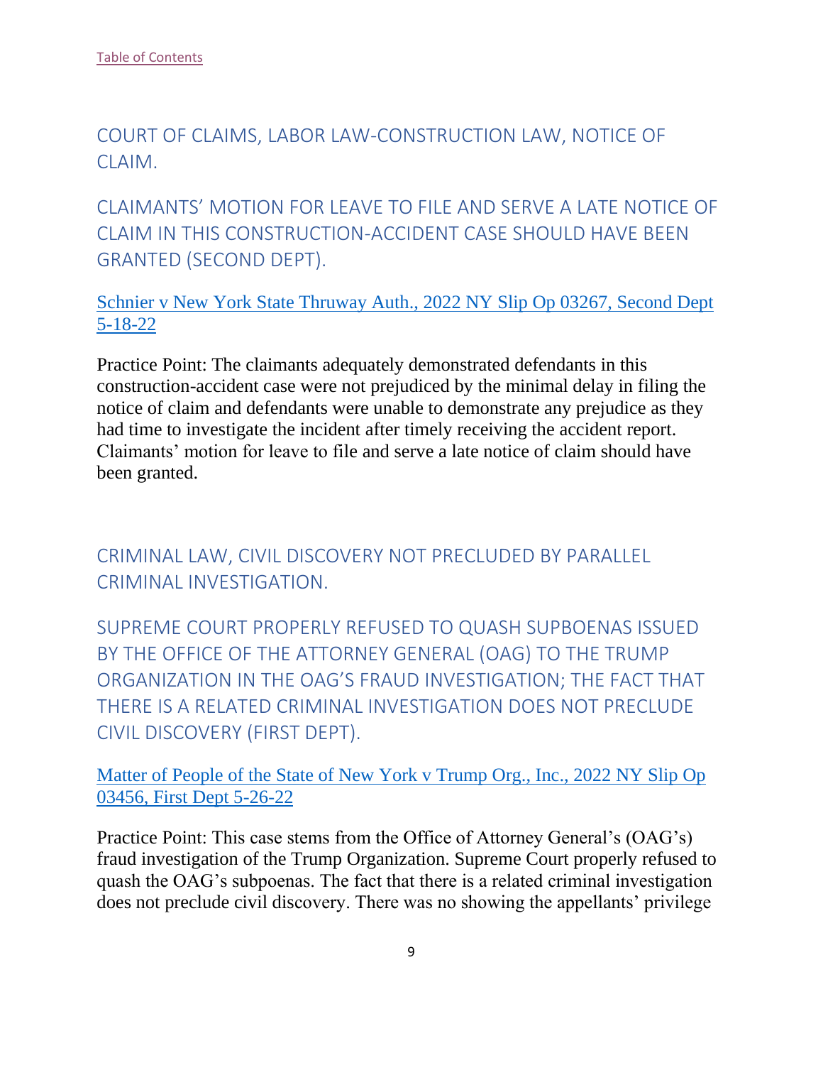[Table of Contents](#)

## COURT OF CLAIMS, LABOR LAW-CONSTRUCTION LAW, NOTICE OF CLAIM.

## CLAIMANTS' MOTION FOR LEAVE TO FILE AND SERVE A LATE NOTICE OF CLAIM IN THIS CONSTRUCTION-ACCIDENT CASE SHOULD HAVE BEEN GRANTED (SECOND DEPT).

[Schnier v New York State Thruway Auth., 2022 NY Slip Op 03267, Second Dept 5-18-22](#)

Practice Point: The claimants adequately demonstrated defendants in this construction-accident case were not prejudiced by the minimal delay in filing the notice of claim and defendants were unable to demonstrate any prejudice as they had time to investigate the incident after timely receiving the accident report. Claimants' motion for leave to file and serve a late notice of claim should have been granted.

## CRIMINAL LAW, CIVIL DISCOVERY NOT PRECLUDED BY PARALLEL CRIMINAL INVESTIGATION.

## SUPREME COURT PROPERLY REFUSED TO QUASH SUPBOENAS ISSUED BY THE OFFICE OF THE ATTORNEY GENERAL (OAG) TO THE TRUMP ORGANIZATION IN THE OAG'S FRAUD INVESTIGATION; THE FACT THAT THERE IS A RELATED CRIMINAL INVESTIGATION DOES NOT PRECLUDE CIVIL DISCOVERY (FIRST DEPT).

[Matter of People of the State of New York v Trump Org., Inc., 2022 NY Slip Op 03456, First Dept 5-26-22](#)

Practice Point: This case stems from the Office of Attorney General's (OAG's) fraud investigation of the Trump Organization. Supreme Court properly refused to quash the OAG's subpoenas. The fact that there is a related criminal investigation does not preclude civil discovery. There was no showing the appellants' privilege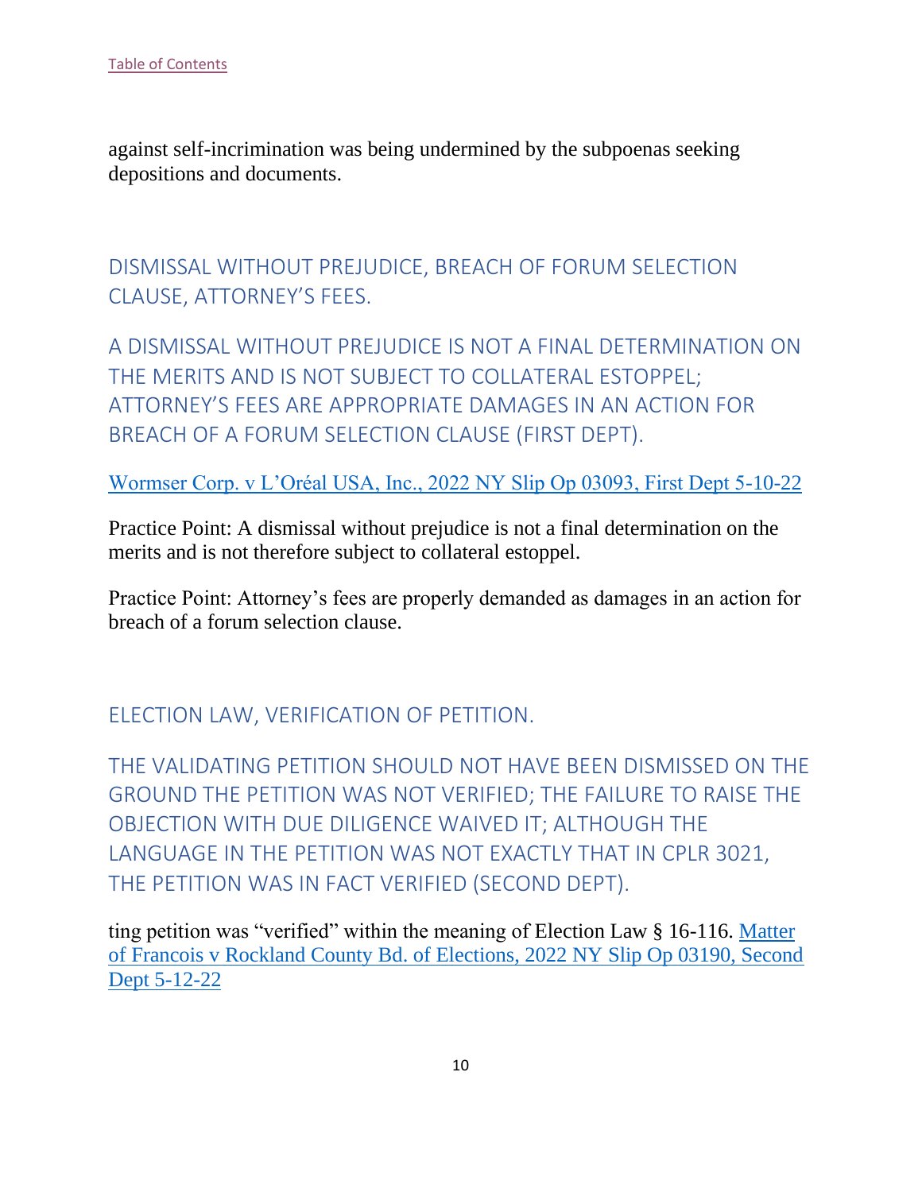[Table of Contents](#)

against self-incrimination was being undermined by the subpoenas seeking depositions and documents.

## DISMISSAL WITHOUT PREJUDICE, BREACH OF FORUM SELECTION CLAUSE, ATTORNEY'S FEES.

## A DISMISSAL WITHOUT PREJUDICE IS NOT A FINAL DETERMINATION ON THE MERITS AND IS NOT SUBJECT TO COLLATERAL ESTOPPEL; ATTORNEY'S FEES ARE APPROPRIATE DAMAGES IN AN ACTION FOR BREACH OF A FORUM SELECTION CLAUSE (FIRST DEPT).

[Wormser Corp. v L'Oréal USA, Inc., 2022 NY Slip Op 03093, First Dept 5-10-22](#)

Practice Point: A dismissal without prejudice is not a final determination on the merits and is not therefore subject to collateral estoppel.

Practice Point: Attorney's fees are properly demanded as damages in an action for breach of a forum selection clause.

## ELECTION LAW, VERIFICATION OF PETITION.

## THE VALIDATING PETITION SHOULD NOT HAVE BEEN DISMISSED ON THE GROUND THE PETITION WAS NOT VERIFIED; THE FAILURE TO RAISE THE OBJECTION WITH DUE DILIGENCE WAIVED IT; ALTHOUGH THE LANGUAGE IN THE PETITION WAS NOT EXACTLY THAT IN CPLR 3021, THE PETITION WAS IN FACT VERIFIED (SECOND DEPT).

ting petition was "verified" within the meaning of Election Law § 16-116. [Matter of Francois v Rockland County Bd. of Elections, 2022 NY Slip Op 03190, Second Dept 5-12-22](#)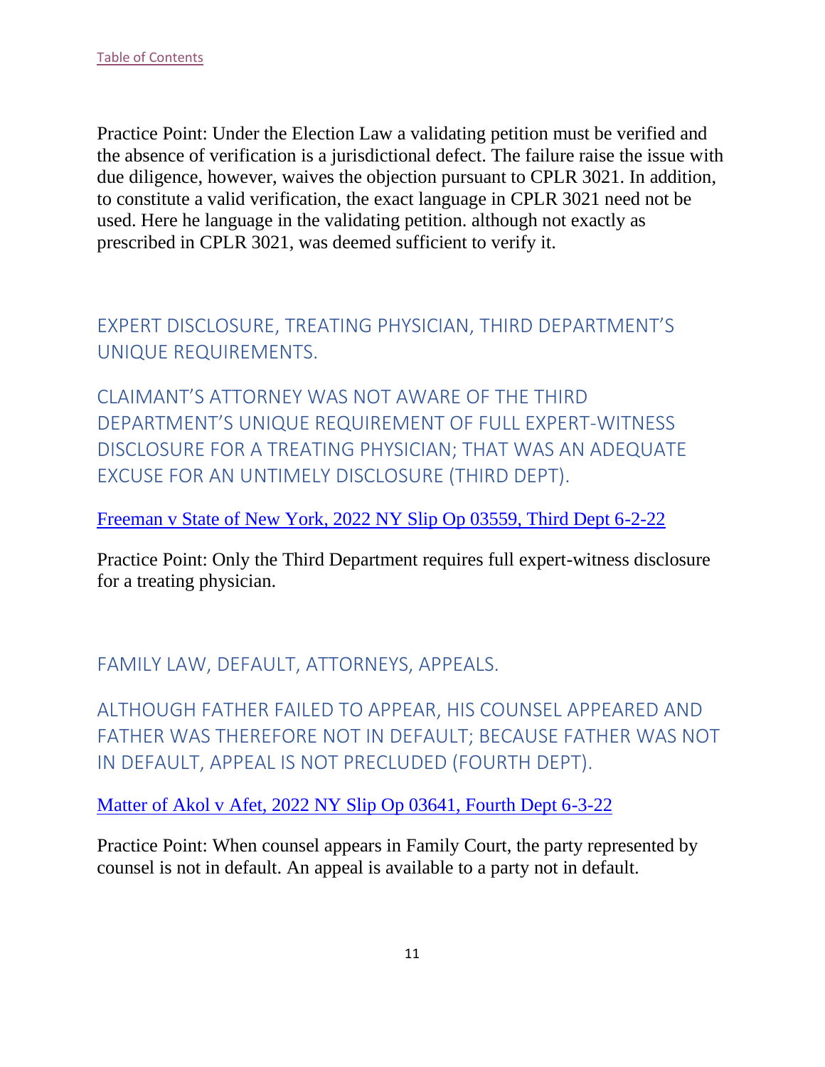[Table of Contents](#)

Practice Point: Under the Election Law a validating petition must be verified and the absence of verification is a jurisdictional defect. The failure raise the issue with due diligence, however, waives the objection pursuant to CPLR 3021. In addition, to constitute a valid verification, the exact language in CPLR 3021 need not be used. Here he language in the validating petition. although not exactly as prescribed in CPLR 3021, was deemed sufficient to verify it.

## EXPERT DISCLOSURE, TREATING PHYSICIAN, THIRD DEPARTMENT'S UNIQUE REQUIREMENTS.

## CLAIMANT'S ATTORNEY WAS NOT AWARE OF THE THIRD DEPARTMENT'S UNIQUE REQUIREMENT OF FULL EXPERT-WITNESS DISCLOSURE FOR A TREATING PHYSICIAN; THAT WAS AN ADEQUATE EXCUSE FOR AN UNTIMELY DISCLOSURE (THIRD DEPT).

[Freeman v State of New York, 2022 NY Slip Op 03559, Third Dept 6-2-22](#)

Practice Point: Only the Third Department requires full expert-witness disclosure for a treating physician.

## FAMILY LAW, DEFAULT, ATTORNEYS, APPEALS.

## ALTHOUGH FATHER FAILED TO APPEAR, HIS COUNSEL APPEARED AND FATHER WAS THEREFORE NOT IN DEFAULT; BECAUSE FATHER WAS NOT IN DEFAULT, APPEAL IS NOT PRECLUDED (FOURTH DEPT).

[Matter of Akol v Afet, 2022 NY Slip Op 03641, Fourth Dept 6-3-22](#)

Practice Point: When counsel appears in Family Court, the party represented by counsel is not in default. An appeal is available to a party not in default.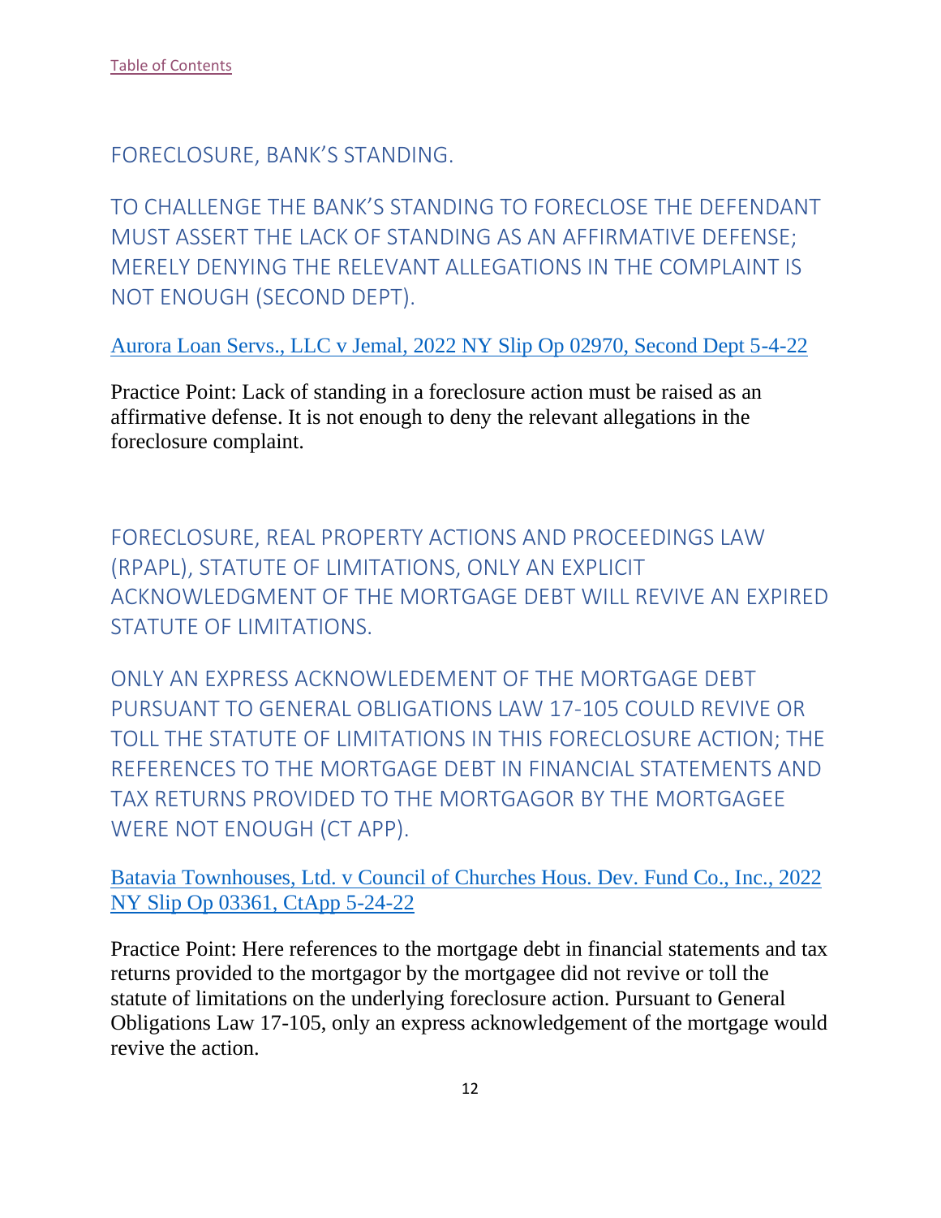[Table of Contents]

## FORECLOSURE, BANK'S STANDING.

## TO CHALLENGE THE BANK'S STANDING TO FORECLOSE THE DEFENDANT MUST ASSERT THE LACK OF STANDING AS AN AFFIRMATIVE DEFENSE; MERELY DENYING THE RELEVANT ALLEGATIONS IN THE COMPLAINT IS NOT ENOUGH (SECOND DEPT).

[Aurora Loan Servs., LLC v Jemal, 2022 NY Slip Op 02970, Second Dept 5-4-22]

Practice Point: Lack of standing in a foreclosure action must be raised as an affirmative defense. It is not enough to deny the relevant allegations in the foreclosure complaint.

## FORECLOSURE, REAL PROPERTY ACTIONS AND PROCEEDINGS LAW (RPAPL), STATUTE OF LIMITATIONS, ONLY AN EXPLICIT ACKNOWLEDGMENT OF THE MORTGAGE DEBT WILL REVIVE AN EXPIRED STATUTE OF LIMITATIONS.

## ONLY AN EXPRESS ACKNOWLEDEMENT OF THE MORTGAGE DEBT PURSUANT TO GENERAL OBLIGATIONS LAW 17-105 COULD REVIVE OR TOLL THE STATUTE OF LIMITATIONS IN THIS FORECLOSURE ACTION; THE REFERENCES TO THE MORTGAGE DEBT IN FINANCIAL STATEMENTS AND TAX RETURNS PROVIDED TO THE MORTGAGOR BY THE MORTGAGEE WERE NOT ENOUGH (CT APP).

[Batavia Townhouses, Ltd. v Council of Churches Hous. Dev. Fund Co., Inc., 2022 NY Slip Op 03361, CtApp 5-24-22]

Practice Point: Here references to the mortgage debt in financial statements and tax returns provided to the mortgagor by the mortgagee did not revive or toll the statute of limitations on the underlying foreclosure action. Pursuant to General Obligations Law 17-105, only an express acknowledgement of the mortgage would revive the action.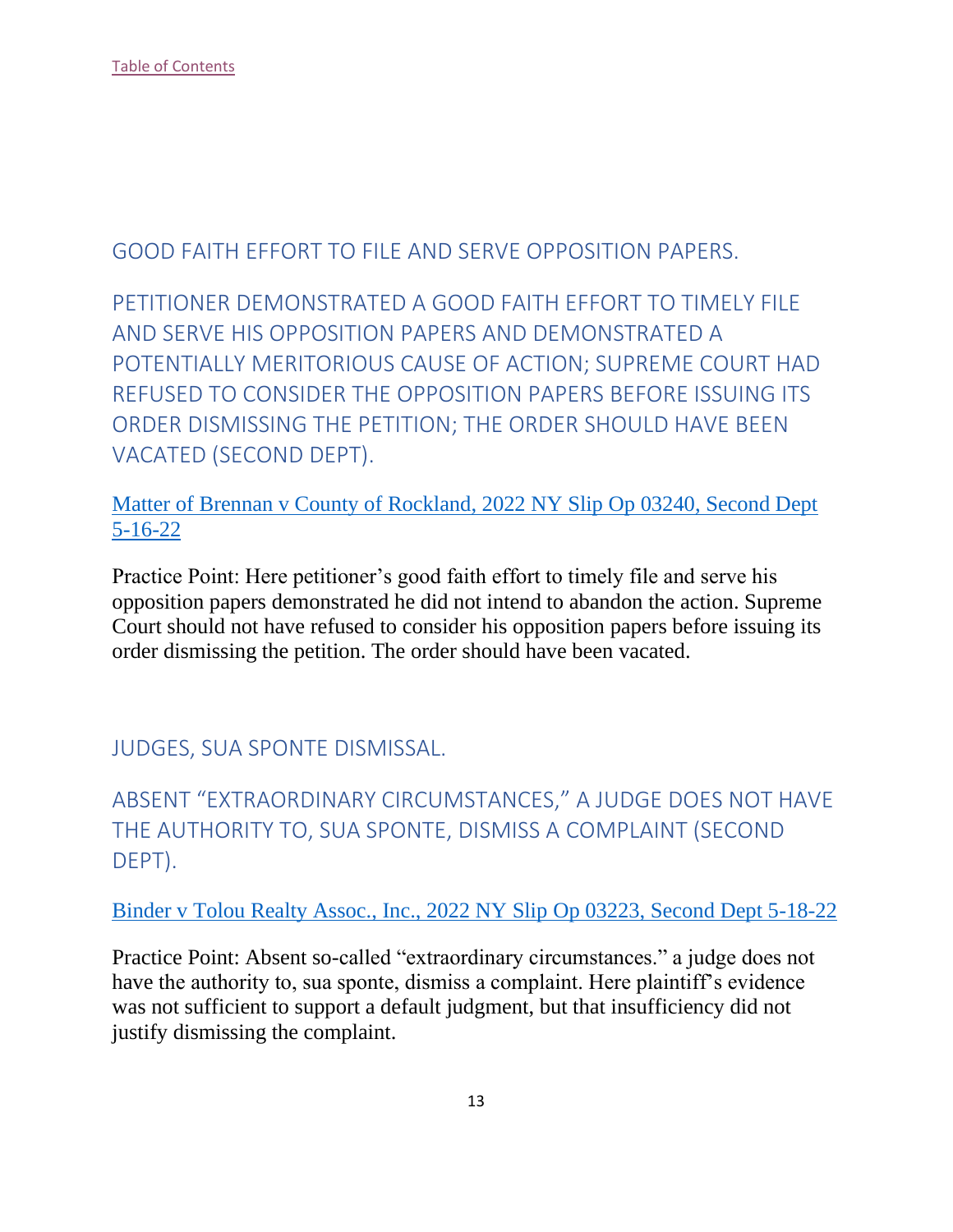[Table of Contents](#)

## GOOD FAITH EFFORT TO FILE AND SERVE OPPOSITION PAPERS.

### PETITIONER DEMONSTRATED A GOOD FAITH EFFORT TO TIMELY FILE AND SERVE HIS OPPOSITION PAPERS AND DEMONSTRATED A POTENTIALLY MERITORIOUS CAUSE OF ACTION; SUPREME COURT HAD REFUSED TO CONSIDER THE OPPOSITION PAPERS BEFORE ISSUING ITS ORDER DISMISSING THE PETITION; THE ORDER SHOULD HAVE BEEN VACATED (SECOND DEPT).

[Matter of Brennan v County of Rockland, 2022 NY Slip Op 03240, Second Dept 5-16-22](#)

Practice Point: Here petitioner's good faith effort to timely file and serve his opposition papers demonstrated he did not intend to abandon the action. Supreme Court should not have refused to consider his opposition papers before issuing its order dismissing the petition. The order should have been vacated.

## JUDGES, SUA SPONTE DISMISSAL.

### ABSENT "EXTRAORDINARY CIRCUMSTANCES," A JUDGE DOES NOT HAVE THE AUTHORITY TO, SUA SPONTE, DISMISS A COMPLAINT (SECOND DEPT).

[Binder v Tolou Realty Assoc., Inc., 2022 NY Slip Op 03223, Second Dept 5-18-22](#)

Practice Point: Absent so-called "extraordinary circumstances." a judge does not have the authority to, sua sponte, dismiss a complaint. Here plaintiff's evidence was not sufficient to support a default judgment, but that insufficiency did not justify dismissing the complaint.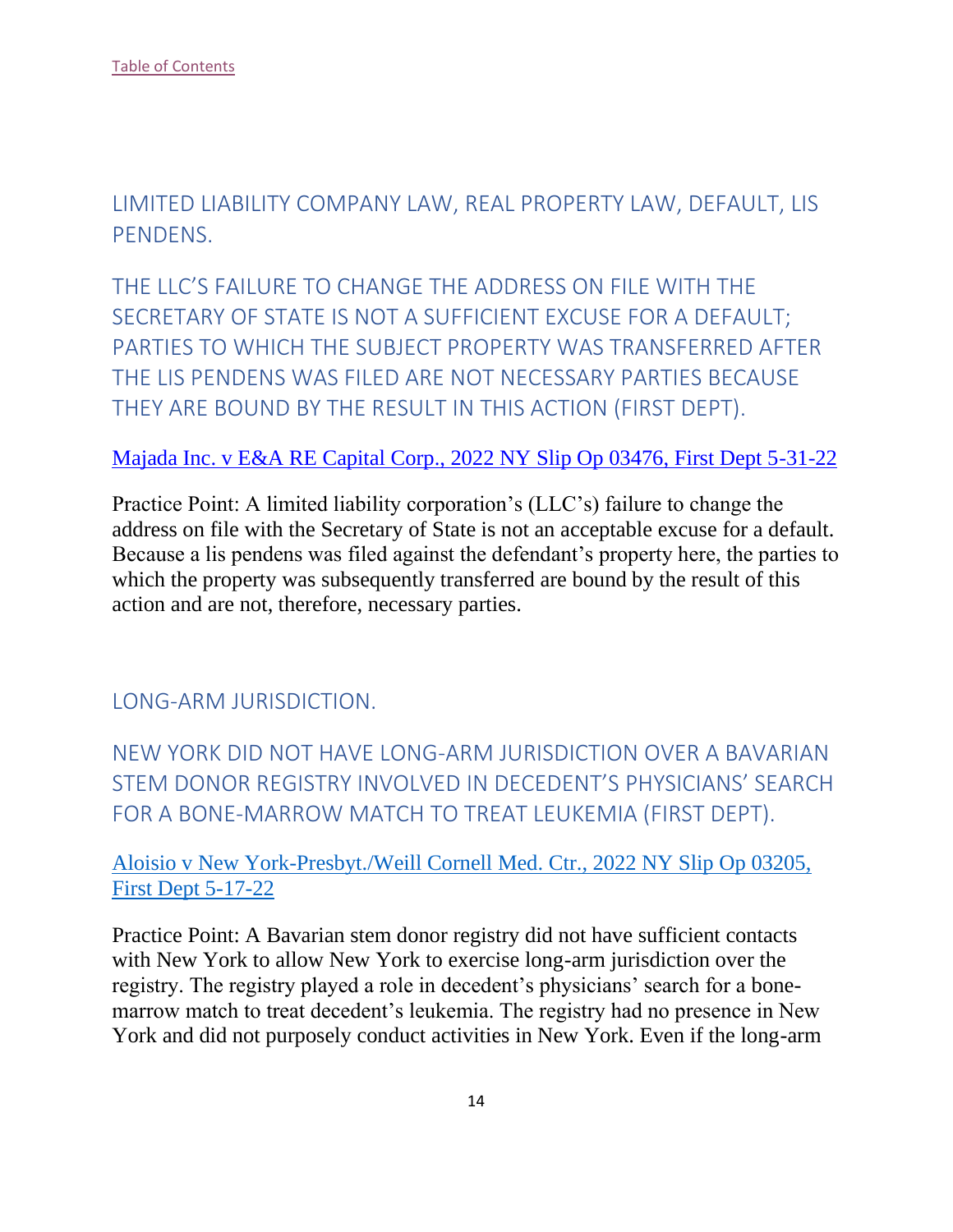[Table of Contents](#)

## LIMITED LIABILITY COMPANY LAW, REAL PROPERTY LAW, DEFAULT, LIS PENDENS.

## THE LLC'S FAILURE TO CHANGE THE ADDRESS ON FILE WITH THE SECRETARY OF STATE IS NOT A SUFFICIENT EXCUSE FOR A DEFAULT; PARTIES TO WHICH THE SUBJECT PROPERTY WAS TRANSFERRED AFTER THE LIS PENDENS WAS FILED ARE NOT NECESSARY PARTIES BECAUSE THEY ARE BOUND BY THE RESULT IN THIS ACTION (FIRST DEPT).

[Majada Inc. v E&A RE Capital Corp., 2022 NY Slip Op 03476, First Dept 5-31-22](#)

Practice Point: A limited liability corporation's (LLC's) failure to change the address on file with the Secretary of State is not an acceptable excuse for a default. Because a lis pendens was filed against the defendant's property here, the parties to which the property was subsequently transferred are bound by the result of this action and are not, therefore, necessary parties.

## LONG-ARM JURISDICTION.

## NEW YORK DID NOT HAVE LONG-ARM JURISDICTION OVER A BAVARIAN STEM DONOR REGISTRY INVOLVED IN DECEDENT'S PHYSICIANS' SEARCH FOR A BONE-MARROW MATCH TO TREAT LEUKEMIA (FIRST DEPT).

[Aloisio v New York-Presbyt./Weill Cornell Med. Ctr., 2022 NY Slip Op 03205, First Dept 5-17-22](#)

Practice Point: A Bavarian stem donor registry did not have sufficient contacts with New York to allow New York to exercise long-arm jurisdiction over the registry. The registry played a role in decedent's physicians' search for a bone-marrow match to treat decedent's leukemia. The registry had no presence in New York and did not purposely conduct activities in New York. Even if the long-arm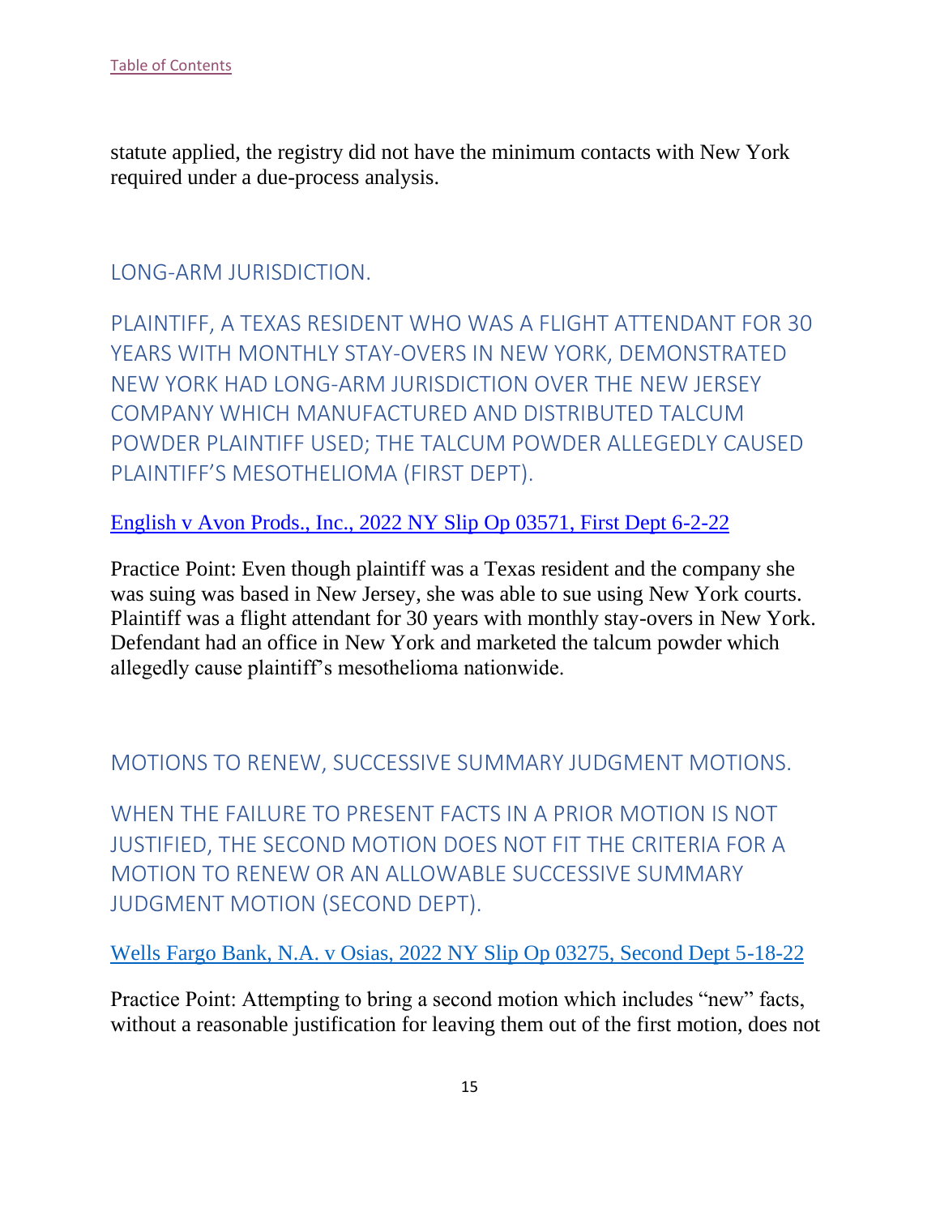[Table of Contents](#)

statute applied, the registry did not have the minimum contacts with New York required under a due-process analysis.

## LONG-ARM JURISDICTION.

## PLAINTIFF, A TEXAS RESIDENT WHO WAS A FLIGHT ATTENDANT FOR 30 YEARS WITH MONTHLY STAY-OVERS IN NEW YORK, DEMONSTRATED NEW YORK HAD LONG-ARM JURISDICTION OVER THE NEW JERSEY COMPANY WHICH MANUFACTURED AND DISTRIBUTED TALCUM POWDER PLAINTIFF USED; THE TALCUM POWDER ALLEGEDLY CAUSED PLAINTIFF'S MESOTHELIOMA (FIRST DEPT).

[English v Avon Prods., Inc., 2022 NY Slip Op 03571, First Dept 6-2-22](#)

Practice Point: Even though plaintiff was a Texas resident and the company she was suing was based in New Jersey, she was able to sue using New York courts. Plaintiff was a flight attendant for 30 years with monthly stay-overs in New York. Defendant had an office in New York and marketed the talcum powder which allegedly cause plaintiff's mesothelioma nationwide.

## MOTIONS TO RENEW, SUCCESSIVE SUMMARY JUDGMENT MOTIONS.

## WHEN THE FAILURE TO PRESENT FACTS IN A PRIOR MOTION IS NOT JUSTIFIED, THE SECOND MOTION DOES NOT FIT THE CRITERIA FOR A MOTION TO RENEW OR AN ALLOWABLE SUCCESSIVE SUMMARY JUDGMENT MOTION (SECOND DEPT).

[Wells Fargo Bank, N.A. v Osias, 2022 NY Slip Op 03275, Second Dept 5-18-22](#)

Practice Point: Attempting to bring a second motion which includes "new" facts, without a reasonable justification for leaving them out of the first motion, does not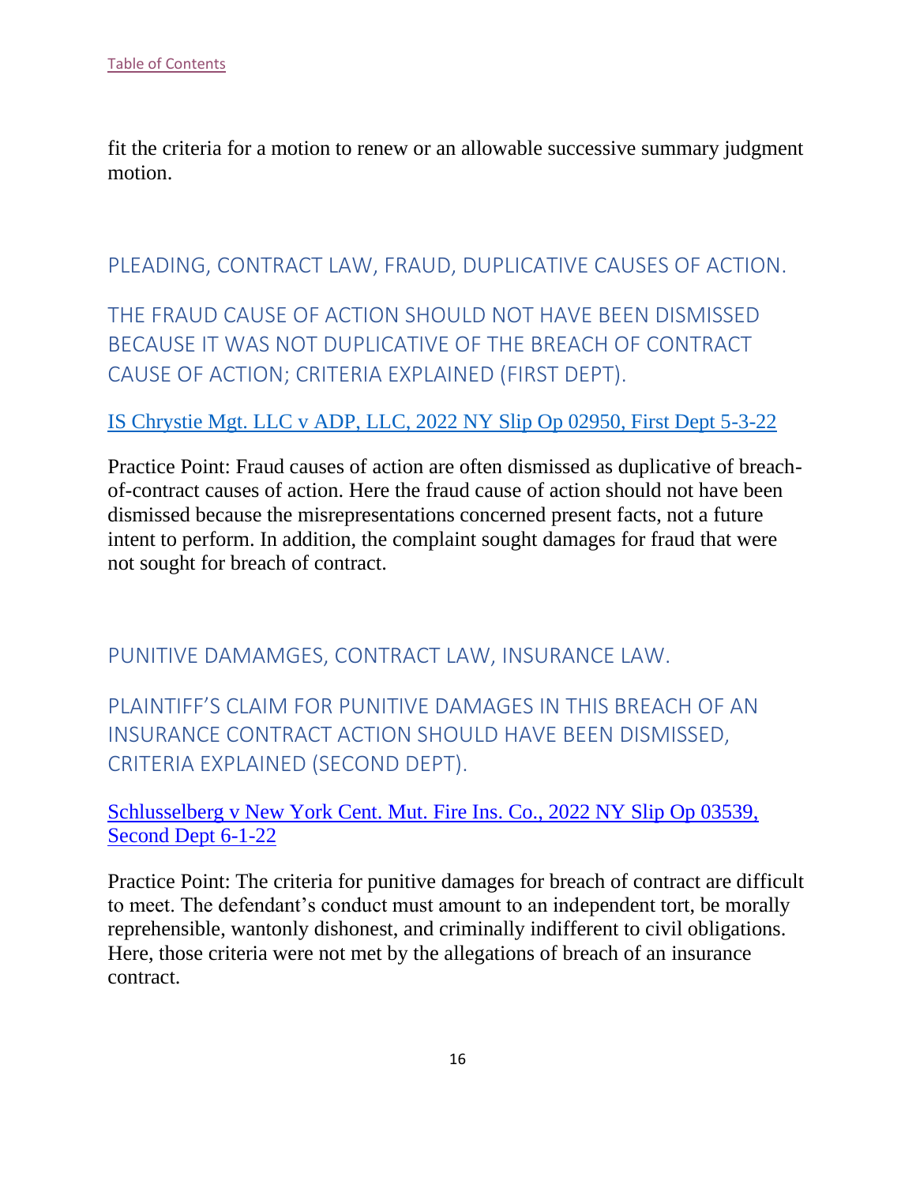fit the criteria for a motion to renew or an allowable successive summary judgment motion.

## PLEADING, CONTRACT LAW, FRAUD, DUPLICATIVE CAUSES OF ACTION.

## THE FRAUD CAUSE OF ACTION SHOULD NOT HAVE BEEN DISMISSED BECAUSE IT WAS NOT DUPLICATIVE OF THE BREACH OF CONTRACT CAUSE OF ACTION; CRITERIA EXPLAINED (FIRST DEPT).

[IS Chrystie Mgt. LLC v ADP, LLC, 2022 NY Slip Op 02950, First Dept 5-3-22]

Practice Point: Fraud causes of action are often dismissed as duplicative of breach-of-contract causes of action. Here the fraud cause of action should not have been dismissed because the misrepresentations concerned present facts, not a future intent to perform. In addition, the complaint sought damages for fraud that were not sought for breach of contract.

## PUNITIVE DAMAMGES, CONTRACT LAW, INSURANCE LAW.

## PLAINTIFF'S CLAIM FOR PUNITIVE DAMAGES IN THIS BREACH OF AN INSURANCE CONTRACT ACTION SHOULD HAVE BEEN DISMISSED, CRITERIA EXPLAINED (SECOND DEPT).

[Schlusselberg v New York Cent. Mut. Fire Ins. Co., 2022 NY Slip Op 03539, Second Dept 6-1-22]

Practice Point: The criteria for punitive damages for breach of contract are difficult to meet. The defendant's conduct must amount to an independent tort, be morally reprehensible, wantonly dishonest, and criminally indifferent to civil obligations. Here, those criteria were not met by the allegations of breach of an insurance contract.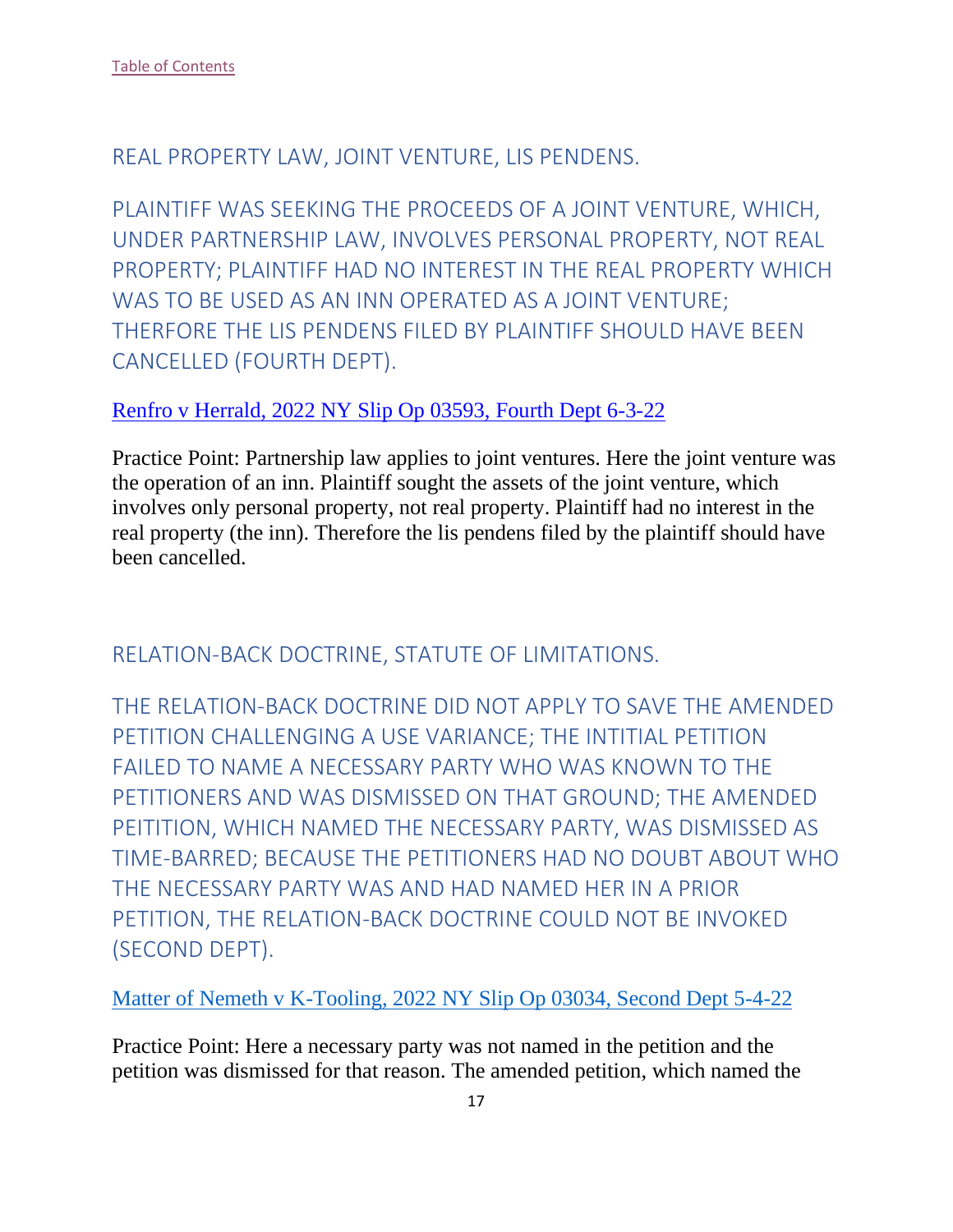[Table of Contents]

## REAL PROPERTY LAW, JOINT VENTURE, LIS PENDENS.

### PLAINTIFF WAS SEEKING THE PROCEEDS OF A JOINT VENTURE, WHICH, UNDER PARTNERSHIP LAW, INVOLVES PERSONAL PROPERTY, NOT REAL PROPERTY; PLAINTIFF HAD NO INTEREST IN THE REAL PROPERTY WHICH WAS TO BE USED AS AN INN OPERATED AS A JOINT VENTURE; THERFORE THE LIS PENDENS FILED BY PLAINTIFF SHOULD HAVE BEEN CANCELLED (FOURTH DEPT).

[Renfro v Herrald, 2022 NY Slip Op 03593, Fourth Dept 6-3-22]

Practice Point: Partnership law applies to joint ventures. Here the joint venture was the operation of an inn. Plaintiff sought the assets of the joint venture, which involves only personal property, not real property. Plaintiff had no interest in the real property (the inn). Therefore the lis pendens filed by the plaintiff should have been cancelled.

## RELATION-BACK DOCTRINE, STATUTE OF LIMITATIONS.

### THE RELATION-BACK DOCTRINE DID NOT APPLY TO SAVE THE AMENDED PETITION CHALLENGING A USE VARIANCE; THE INTITIAL PETITION FAILED TO NAME A NECESSARY PARTY WHO WAS KNOWN TO THE PETITIONERS AND WAS DISMISSED ON THAT GROUND; THE AMENDED PEITITION, WHICH NAMED THE NECESSARY PARTY, WAS DISMISSED AS TIME-BARRED; BECAUSE THE PETITIONERS HAD NO DOUBT ABOUT WHO THE NECESSARY PARTY WAS AND HAD NAMED HER IN A PRIOR PETITION, THE RELATION-BACK DOCTRINE COULD NOT BE INVOKED (SECOND DEPT).

[Matter of Nemeth v K-Tooling, 2022 NY Slip Op 03034, Second Dept 5-4-22]

Practice Point: Here a necessary party was not named in the petition and the petition was dismissed for that reason. The amended petition, which named the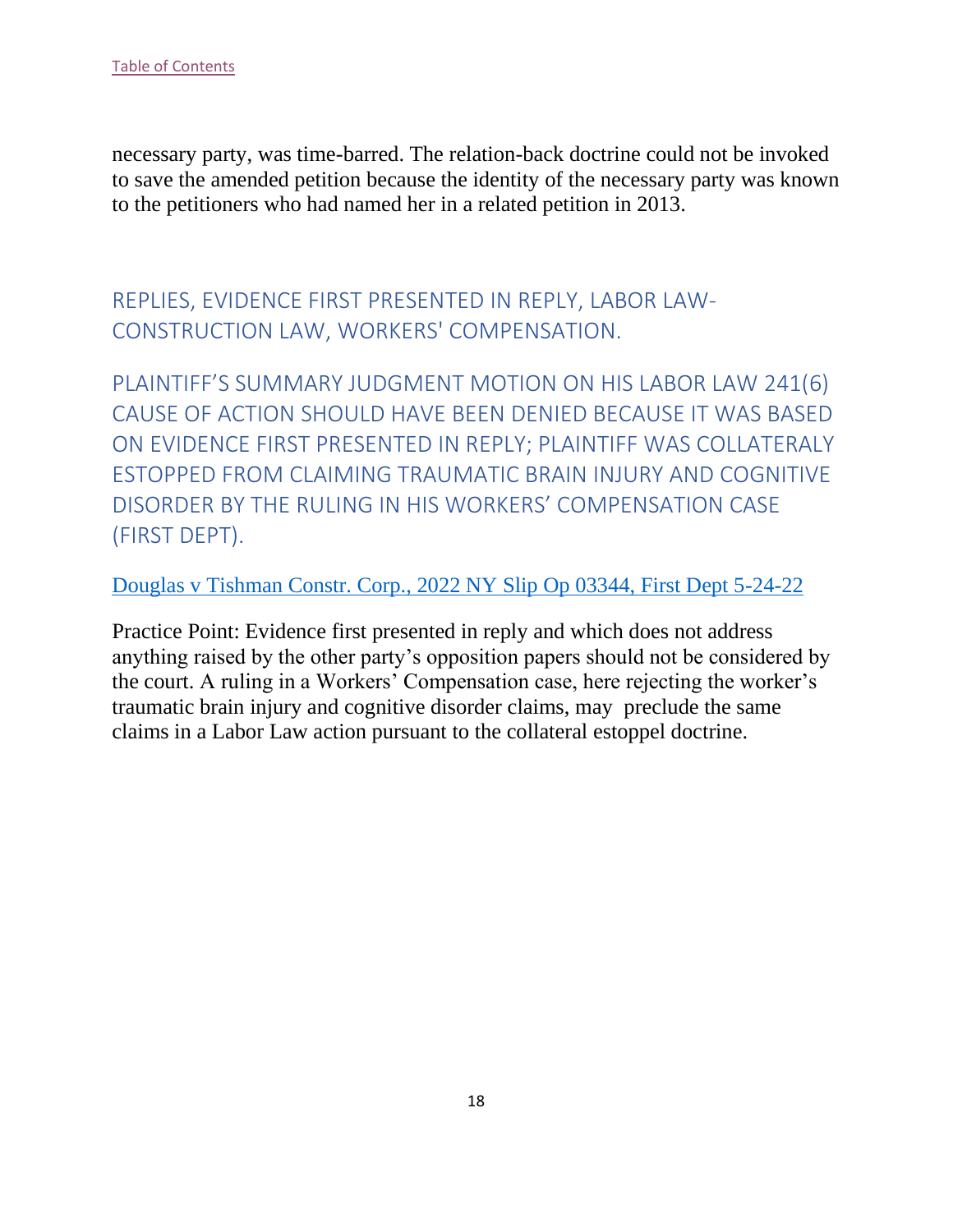necessary party, was time-barred. The relation-back doctrine could not be invoked to save the amended petition because the identity of the necessary party was known to the petitioners who had named her in a related petition in 2013.

## REPLIES, EVIDENCE FIRST PRESENTED IN REPLY, LABOR LAW-CONSTRUCTION LAW, WORKERS' COMPENSATION.

## PLAINTIFF'S SUMMARY JUDGMENT MOTION ON HIS LABOR LAW 241(6) CAUSE OF ACTION SHOULD HAVE BEEN DENIED BECAUSE IT WAS BASED ON EVIDENCE FIRST PRESENTED IN REPLY; PLAINTIFF WAS COLLATERALY ESTOPPED FROM CLAIMING TRAUMATIC BRAIN INJURY AND COGNITIVE DISORDER BY THE RULING IN HIS WORKERS' COMPENSATION CASE (FIRST DEPT).

Douglas v Tishman Constr. Corp., 2022 NY Slip Op 03344, First Dept 5-24-22

Practice Point: Evidence first presented in reply and which does not address anything raised by the other party's opposition papers should not be considered by the court. A ruling in a Workers' Compensation case, here rejecting the worker's traumatic brain injury and cognitive disorder claims, may preclude the same claims in a Labor Law action pursuant to the collateral estoppel doctrine.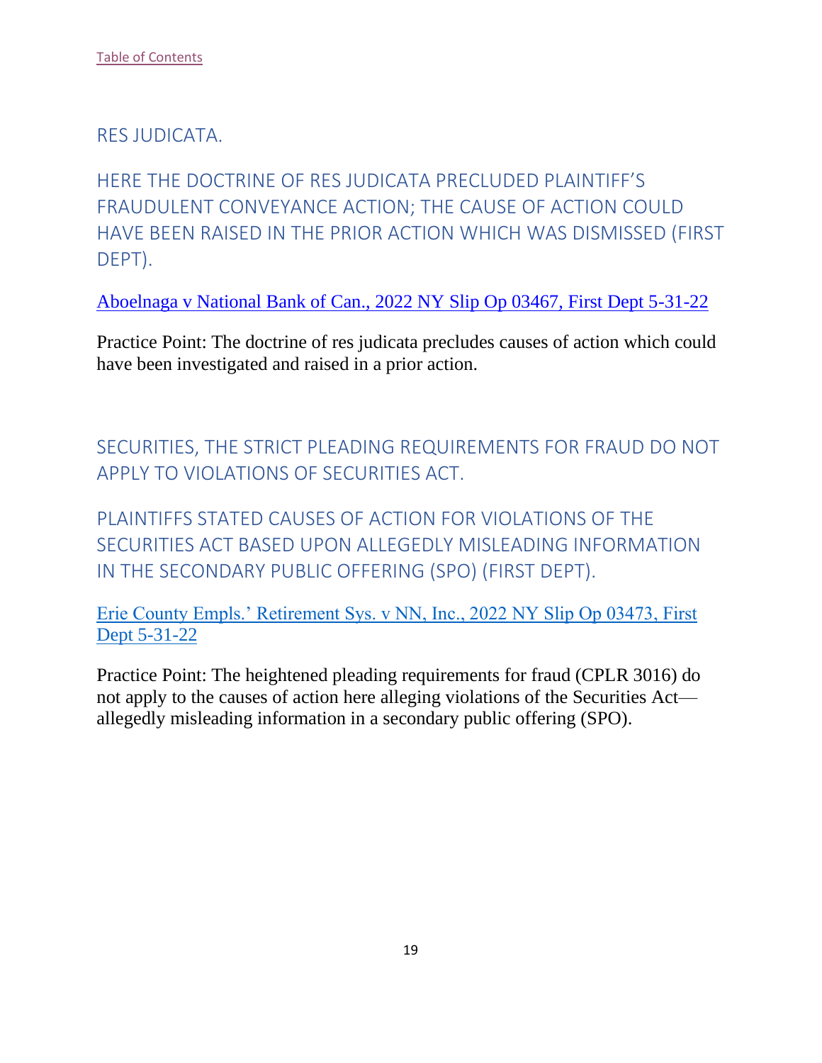[Table of Contents]()

## RES JUDICATA.

### HERE THE DOCTRINE OF RES JUDICATA PRECLUDED PLAINTIFF'S FRAUDULENT CONVEYANCE ACTION; THE CAUSE OF ACTION COULD HAVE BEEN RAISED IN THE PRIOR ACTION WHICH WAS DISMISSED (FIRST DEPT).

[Aboelnaga v National Bank of Can., 2022 NY Slip Op 03467, First Dept 5-31-22]()

Practice Point: The doctrine of res judicata precludes causes of action which could have been investigated and raised in a prior action.

## SECURITIES, THE STRICT PLEADING REQUIREMENTS FOR FRAUD DO NOT APPLY TO VIOLATIONS OF SECURITIES ACT.

### PLAINTIFFS STATED CAUSES OF ACTION FOR VIOLATIONS OF THE SECURITIES ACT BASED UPON ALLEGEDLY MISLEADING INFORMATION IN THE SECONDARY PUBLIC OFFERING (SPO) (FIRST DEPT).

[Erie County Empls.' Retirement Sys. v NN, Inc., 2022 NY Slip Op 03473, First Dept 5-31-22]()

Practice Point: The heightened pleading requirements for fraud (CPLR 3016) do not apply to the causes of action here alleging violations of the Securities Act—allegedly misleading information in a secondary public offering (SPO).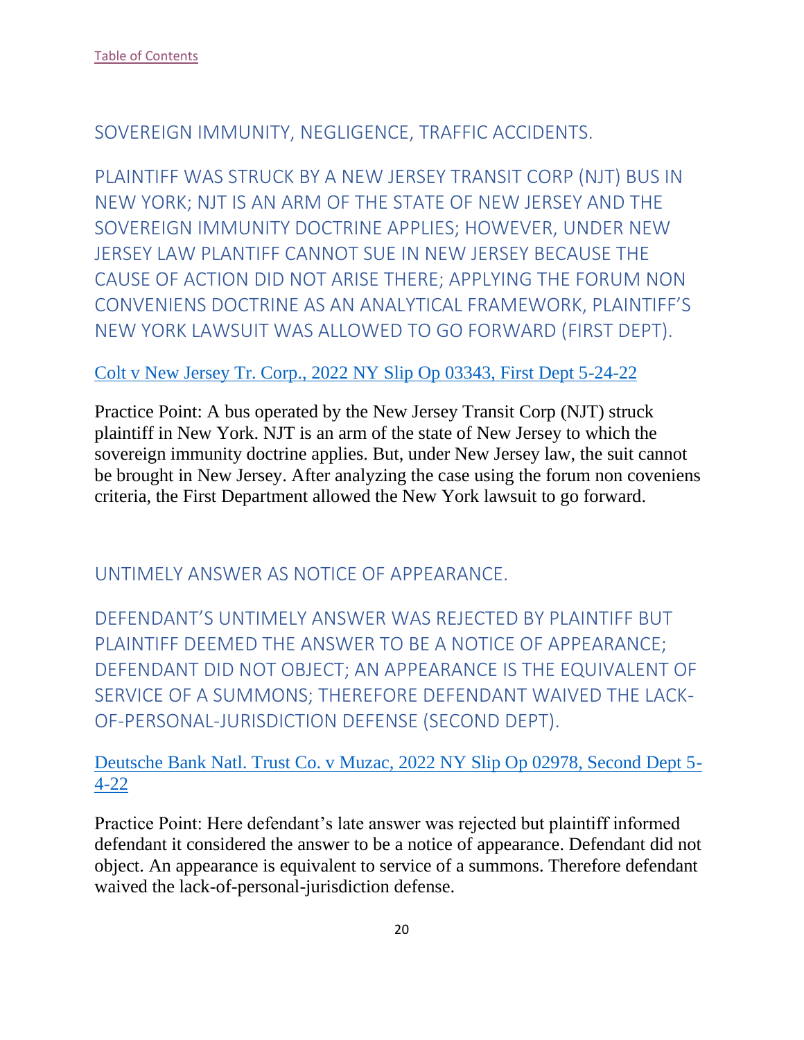[Table of Contents]

## SOVEREIGN IMMUNITY, NEGLIGENCE, TRAFFIC ACCIDENTS.

### PLAINTIFF WAS STRUCK BY A NEW JERSEY TRANSIT CORP (NJT) BUS IN NEW YORK; NJT IS AN ARM OF THE STATE OF NEW JERSEY AND THE SOVEREIGN IMMUNITY DOCTRINE APPLIES; HOWEVER, UNDER NEW JERSEY LAW PLANTIFF CANNOT SUE IN NEW JERSEY BECAUSE THE CAUSE OF ACTION DID NOT ARISE THERE; APPLYING THE FORUM NON CONVENIENS DOCTRINE AS AN ANALYTICAL FRAMEWORK, PLAINTIFF'S NEW YORK LAWSUIT WAS ALLOWED TO GO FORWARD (FIRST DEPT).

[Colt v New Jersey Tr. Corp., 2022 NY Slip Op 03343, First Dept 5-24-22]

Practice Point: A bus operated by the New Jersey Transit Corp (NJT) struck plaintiff in New York. NJT is an arm of the state of New Jersey to which the sovereign immunity doctrine applies. But, under New Jersey law, the suit cannot be brought in New Jersey. After analyzing the case using the forum non coveniens criteria, the First Department allowed the New York lawsuit to go forward.

## UNTIMELY ANSWER AS NOTICE OF APPEARANCE.

### DEFENDANT'S UNTIMELY ANSWER WAS REJECTED BY PLAINTIFF BUT PLAINTIFF DEEMED THE ANSWER TO BE A NOTICE OF APPEARANCE; DEFENDANT DID NOT OBJECT; AN APPEARANCE IS THE EQUIVALENT OF SERVICE OF A SUMMONS; THEREFORE DEFENDANT WAIVED THE LACK-OF-PERSONAL-JURISDICTION DEFENSE (SECOND DEPT).

[Deutsche Bank Natl. Trust Co. v Muzac, 2022 NY Slip Op 02978, Second Dept 5-4-22]

Practice Point: Here defendant's late answer was rejected but plaintiff informed defendant it considered the answer to be a notice of appearance. Defendant did not object. An appearance is equivalent to service of a summons. Therefore defendant waived the lack-of-personal-jurisdiction defense.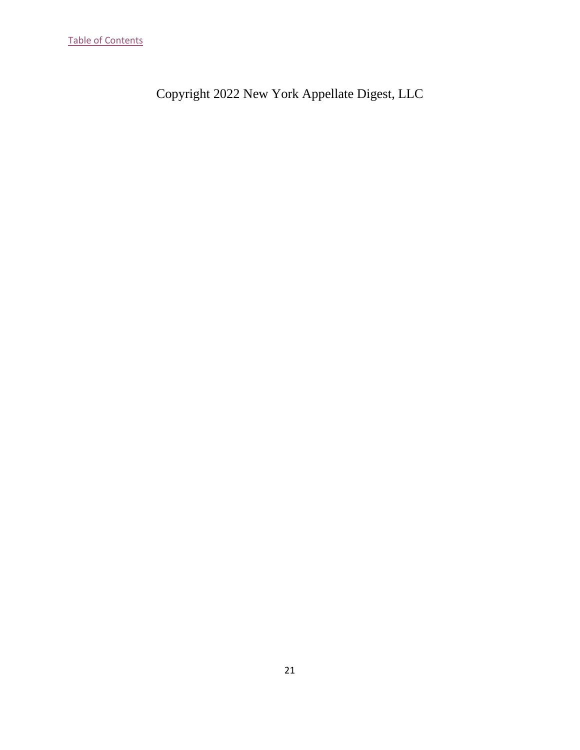[Table of Contents]

Copyright 2022 New York Appellate Digest, LLC